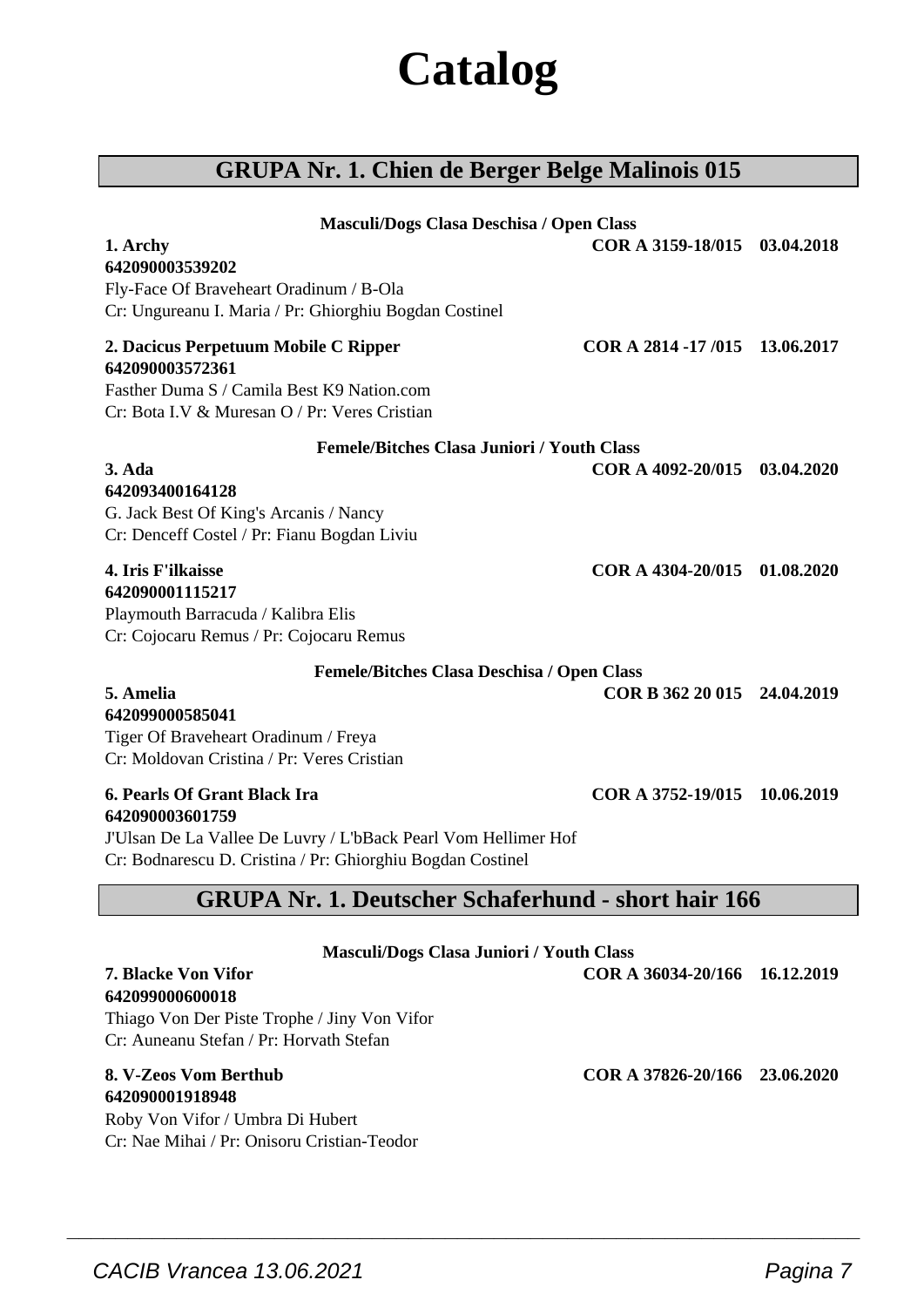# Catalog

## GRUPA Nr. 1. Chien de Berger Belge Malinois 015

**Masculi/Dogs Clasa Deschisa / Open Class**

**1. Archy** **COR A 3159-18/015 03.04.2018**
**642090003539202**
Fly-Face Of Braveheart Oradinum / B-Ola
Cr: Ungureanu I. Maria / Pr: Ghiorghiu Bogdan Costinel

**2. Dacicus Perpetuum Mobile C Ripper** **COR A 2814 -17 /015 13.06.2017**
**642090003572361**
Fasther Duma S / Camila Best K9 Nation.com
Cr: Bota I.V & Muresan O / Pr: Veres Cristian

**Femele/Bitches Clasa Juniori / Youth Class**

**3. Ada** **COR A 4092-20/015 03.04.2020**
**642093400164128**
G. Jack Best Of King's Arcanis / Nancy
Cr: Denceff Costel / Pr: Fianu Bogdan Liviu

**4. Iris F'ilkaisse** **COR A 4304-20/015 01.08.2020**
**642090001115217**
Playmouth Barracuda / Kalibra Elis
Cr: Cojocaru Remus / Pr: Cojocaru Remus

**Femele/Bitches Clasa Deschisa / Open Class**

**5. Amelia** **COR B 362 20 015 24.04.2019**
**642099000585041**
Tiger Of Braveheart Oradinum / Freya
Cr: Moldovan Cristina / Pr: Veres Cristian

**6. Pearls Of Grant Black Ira** **COR A 3752-19/015 10.06.2019**
**642090003601759**
J'Ulsan De La Vallee De Luvry / L'bBack Pearl Vom Hellimer Hof
Cr: Bodnarescu D. Cristina / Pr: Ghiorghiu Bogdan Costinel

## GRUPA Nr. 1. Deutscher Schaferhund - short hair 166

**Masculi/Dogs Clasa Juniori / Youth Class**

**7. Blacke Von Vifor** **COR A 36034-20/166 16.12.2019**
**642099000600018**
Thiago Von Der Piste Trophe / Jiny Von Vifor
Cr: Auneanu Stefan / Pr: Horvath Stefan

**8. V-Zeos Vom Berthub** **COR A 37826-20/166 23.06.2020**
**642090001918948**
Roby Von Vifor / Umbra Di Hubert
Cr: Nae Mihai / Pr: Onisoru Cristian-Teodor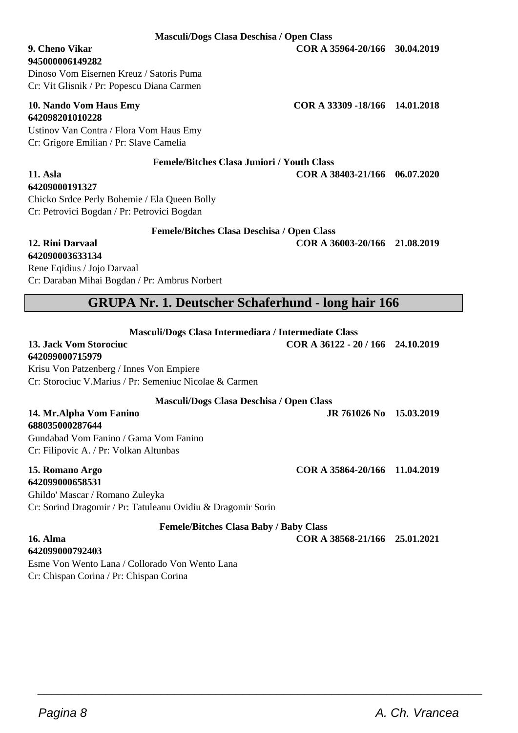**Masculi/Dogs Clasa Deschisa / Open Class**

**9. Cheno Vikar** **COR A 35964-20/166 30.04.2019**
**945000006149282**
Dinoso Vom Eisernen Kreuz / Satoris Puma
Cr: Vit Glisnik / Pr: Popescu Diana Carmen

**10. Nando Vom Haus Emy** **COR A 33309 -18/166 14.01.2018**
**642098201010228**
Ustinov Van Contra / Flora Vom Haus Emy
Cr: Grigore Emilian / Pr: Slave Camelia

**Femele/Bitches Clasa Juniori / Youth Class**

**11. Asla** **COR A 38403-21/166 06.07.2020**
**64209000191327**
Chicko Srdce Perly Bohemie / Ela Queen Bolly
Cr: Petrovici Bogdan / Pr: Petrovici Bogdan

**Femele/Bitches Clasa Deschisa / Open Class**

**12. Rini Darvaal** **COR A 36003-20/166 21.08.2019**
**642090003633134**
Rene Eqidius / Jojo Darvaal
Cr: Daraban Mihai Bogdan / Pr: Ambrus Norbert

## GRUPA Nr. 1. Deutscher Schaferhund - long hair 166

**Masculi/Dogs Clasa Intermediara / Intermediate Class**

**13. Jack Vom Storociuc** **COR A 36122 - 20 / 166 24.10.2019**
**642099000715979**
Krisu Von Patzenberg / Innes Von Empiere
Cr: Storociuc V.Marius / Pr: Semeniuc Nicolae & Carmen

**Masculi/Dogs Clasa Deschisa / Open Class**

**14. Mr.Alpha Vom Fanino** **JR 761026 No 15.03.2019**
**688035000287644**
Gundabad Vom Fanino / Gama Vom Fanino
Cr: Filipovic A. / Pr: Volkan Altunbas

**15. Romano Argo** **COR A 35864-20/166 11.04.2019**
**642099000658531**
Ghildo' Mascar / Romano Zuleyka
Cr: Sorind Dragomir / Pr: Tatuleanu Ovidiu & Dragomir Sorin

**Femele/Bitches Clasa Baby / Baby Class**

**16. Alma** **COR A 38568-21/166 25.01.2021**
**642099000792403**
Esme Von Wento Lana / Collorado Von Wento Lana
Cr: Chispan Corina / Pr: Chispan Corina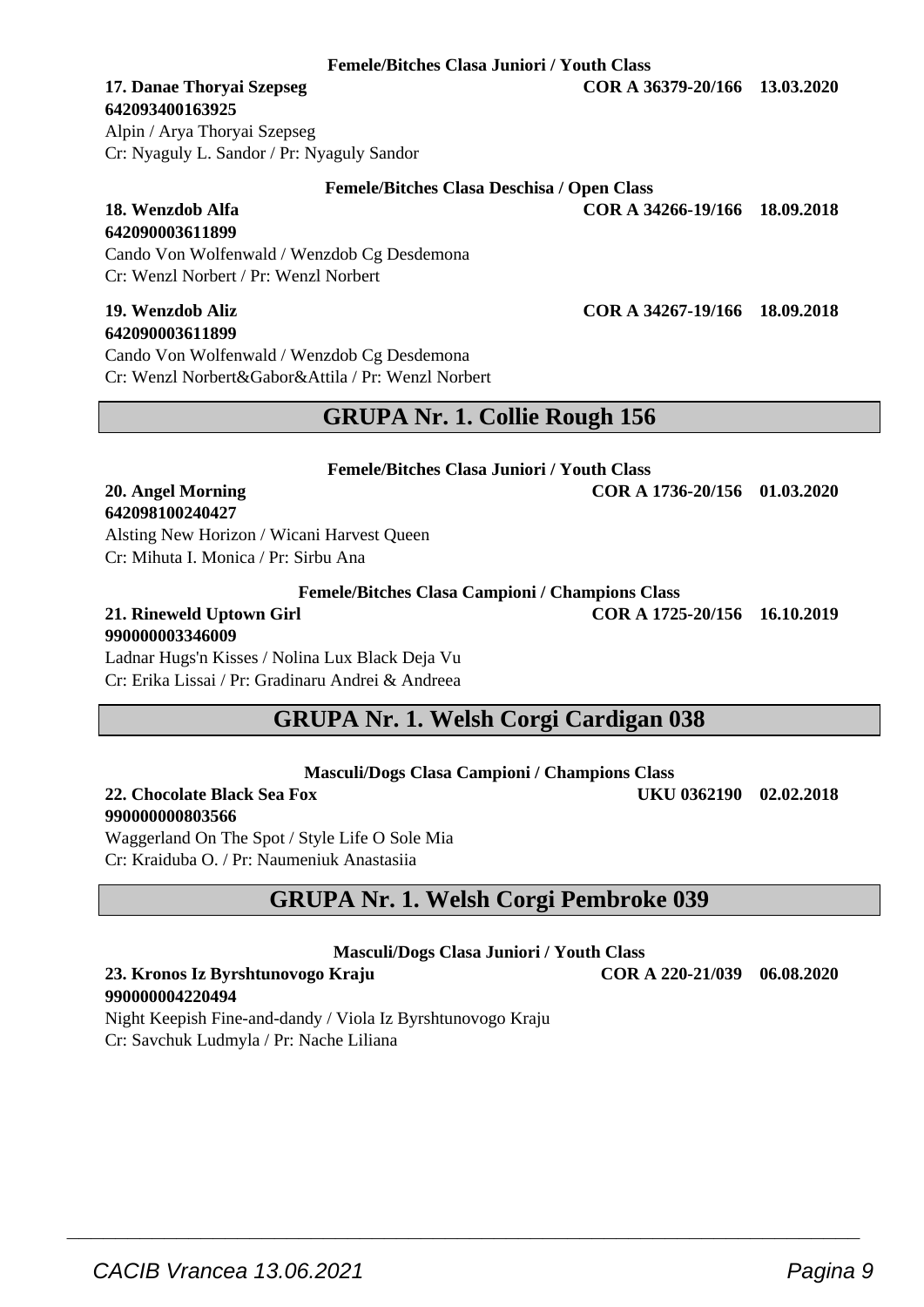**Femele/Bitches Clasa Juniori / Youth Class**

**17. Danae Thoryai Szepseg** **COR A 36379-20/166 13.03.2020**
**642093400163925**
Alpin / Arya Thoryai Szepseg
Cr: Nyaguly L. Sandor / Pr: Nyaguly Sandor

**Femele/Bitches Clasa Deschisa / Open Class**

**18. Wenzdob Alfa** **COR A 34266-19/166 18.09.2018**
**642090003611899**
Cando Von Wolfenwald / Wenzdob Cg Desdemona
Cr: Wenzl Norbert / Pr: Wenzl Norbert

**19. Wenzdob Aliz** **COR A 34267-19/166 18.09.2018**
**642090003611899**
Cando Von Wolfenwald / Wenzdob Cg Desdemona
Cr: Wenzl Norbert&Gabor&Attila / Pr: Wenzl Norbert

## GRUPA Nr. 1. Collie Rough 156

**Femele/Bitches Clasa Juniori / Youth Class**

**20. Angel Morning** **COR A 1736-20/156 01.03.2020**
**642098100240427**
Alsting New Horizon / Wicani Harvest Queen
Cr: Mihuta I. Monica / Pr: Sirbu Ana

**Femele/Bitches Clasa Campioni / Champions Class**

**21. Rineweld Uptown Girl** **COR A 1725-20/156 16.10.2019**
**990000003346009**
Ladnar Hugs'n Kisses / Nolina Lux Black Deja Vu
Cr: Erika Lissai / Pr: Gradinaru Andrei & Andreea

## GRUPA Nr. 1. Welsh Corgi Cardigan 038

**Masculi/Dogs Clasa Campioni / Champions Class**

**22. Chocolate Black Sea Fox** **UKU 0362190 02.02.2018**
**990000000803566**
Waggerland On The Spot / Style Life O Sole Mia
Cr: Kraiduba O. / Pr: Naumeniuk Anastasiia

## GRUPA Nr. 1. Welsh Corgi Pembroke 039

**Masculi/Dogs Clasa Juniori / Youth Class**

**23. Kronos Iz Byrshtunovogo Kraju** **COR A 220-21/039 06.08.2020**
**990000004220494**
Night Keepish Fine-and-dandy / Viola Iz Byrshtunovogo Kraju
Cr: Savchuk Ludmyla / Pr: Nache Liliana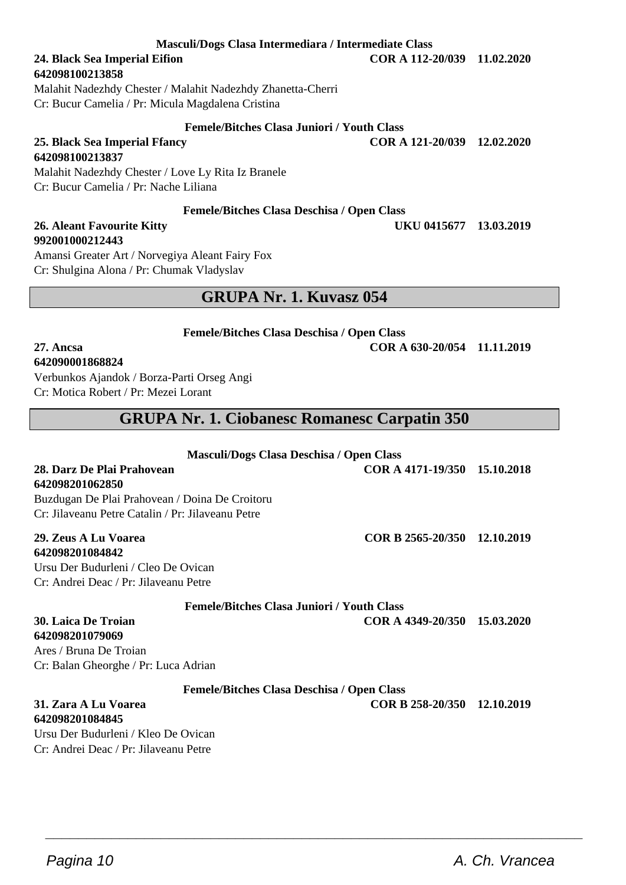**Masculi/Dogs Clasa Intermediara / Intermediate Class**

**24. Black Sea Imperial Eifion** **COR A 112-20/039 11.02.2020**
**642098100213858**
Malahit Nadezhdy Chester / Malahit Nadezhdy Zhanetta-Cherri
Cr: Bucur Camelia / Pr: Micula Magdalena Cristina

**Femele/Bitches Clasa Juniori / Youth Class**

**25. Black Sea Imperial Ffancy** **COR A 121-20/039 12.02.2020**
**642098100213837**
Malahit Nadezhdy Chester / Love Ly Rita Iz Branele
Cr: Bucur Camelia / Pr: Nache Liliana

**Femele/Bitches Clasa Deschisa / Open Class**

**26. Aleant Favourite Kitty** **UKU 0415677 13.03.2019**
**992001000212443**
Amansi Greater Art / Norvegiya Aleant Fairy Fox
Cr: Shulgina Alona / Pr: Chumak Vladyslav

## GRUPA Nr. 1. Kuvasz 054

**Femele/Bitches Clasa Deschisa / Open Class**

**27. Ancsa** **COR A 630-20/054 11.11.2019**
**642090001868824**
Verbunkos Ajandok / Borza-Parti Orseg Angi
Cr: Motica Robert / Pr: Mezei Lorant

## GRUPA Nr. 1. Ciobanesc Romanesc Carpatin 350

**Masculi/Dogs Clasa Deschisa / Open Class**

**28. Darz De Plai Prahovean** **COR A 4171-19/350 15.10.2018**
**642098201062850**
Buzdugan De Plai Prahovean / Doina De Croitoru
Cr: Jilaveanu Petre Catalin / Pr: Jilaveanu Petre

**29. Zeus A Lu Voarea** **COR B 2565-20/350 12.10.2019**
**642098201084842**
Ursu Der Budurleni / Cleo De Ovican
Cr: Andrei Deac / Pr: Jilaveanu Petre

**Femele/Bitches Clasa Juniori / Youth Class**

**30. Laica De Troian** **COR A 4349-20/350 15.03.2020**
**642098201079069**
Ares / Bruna De Troian
Cr: Balan Gheorghe / Pr: Luca Adrian

**Femele/Bitches Clasa Deschisa / Open Class**

**31. Zara A Lu Voarea** **COR B 258-20/350 12.10.2019**
**642098201084845**
Ursu Der Budurleni / Kleo De Ovican
Cr: Andrei Deac / Pr: Jilaveanu Petre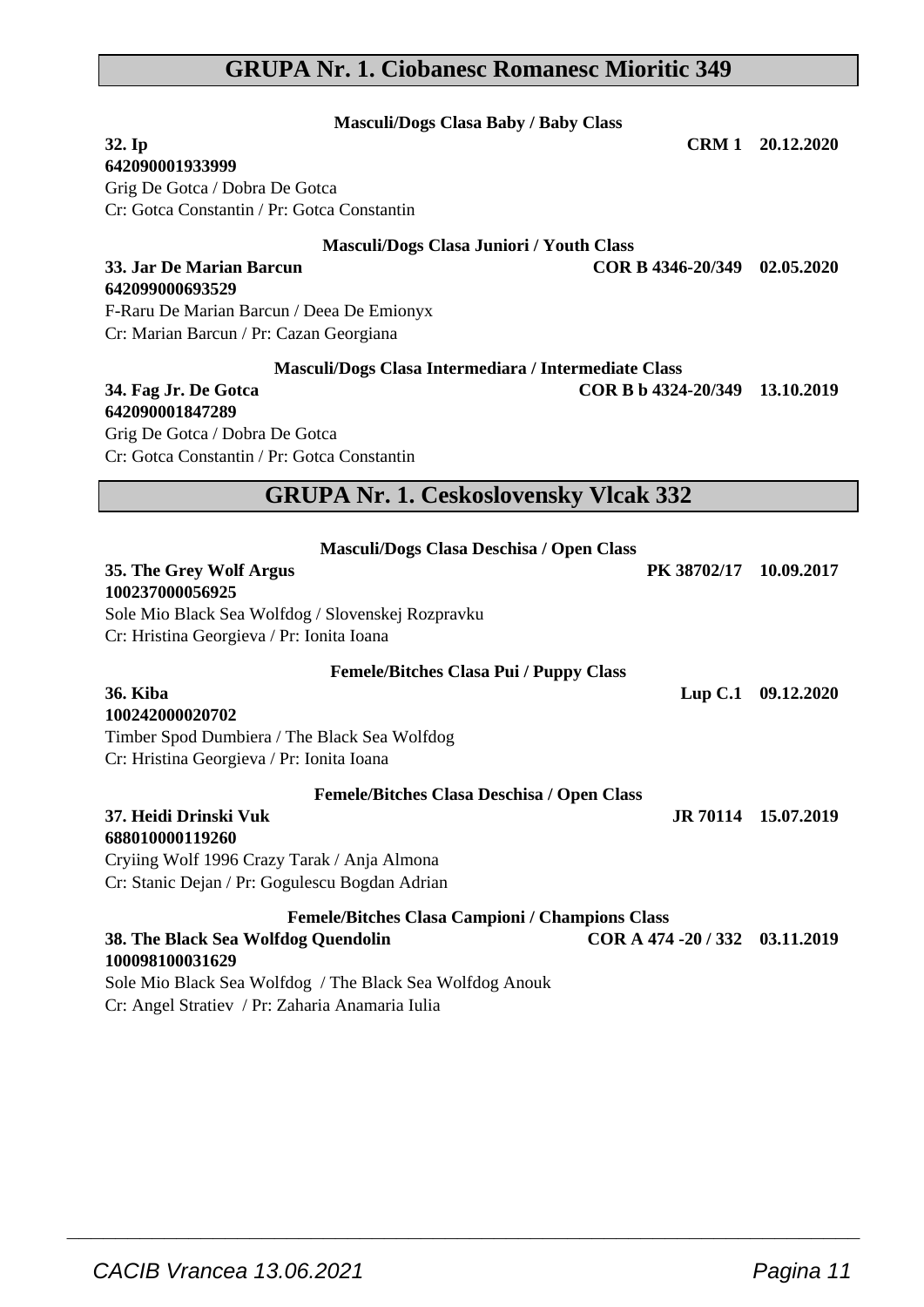## GRUPA Nr. 1. Ciobanesc Romanesc Mioritic 349

**Masculi/Dogs Clasa Baby / Baby Class**

**32. Ip** **CRM 1 20.12.2020**
**642090001933999**
Grig De Gotca / Dobra De Gotca
Cr: Gotca Constantin / Pr: Gotca Constantin

**Masculi/Dogs Clasa Juniori / Youth Class**

**33. Jar De Marian Barcun** **COR B 4346-20/349 02.05.2020**
**642099000693529**
F-Raru De Marian Barcun / Deea De Emionyx
Cr: Marian Barcun / Pr: Cazan Georgiana

**Masculi/Dogs Clasa Intermediara / Intermediate Class**

**34. Fag Jr. De Gotca** **COR B b 4324-20/349 13.10.2019**
**642090001847289**
Grig De Gotca / Dobra De Gotca
Cr: Gotca Constantin / Pr: Gotca Constantin

## GRUPA Nr. 1. Ceskoslovensky Vlcak 332

**Masculi/Dogs Clasa Deschisa / Open Class**

**35. The Grey Wolf Argus** **PK 38702/17 10.09.2017**
**100237000056925**
Sole Mio Black Sea Wolfdog / Slovenskej Rozpravku
Cr: Hristina Georgieva / Pr: Ionita Ioana

**Femele/Bitches Clasa Pui / Puppy Class**

**36. Kiba** **Lup C.1 09.12.2020**
**100242000020702**
Timber Spod Dumbiera / The Black Sea Wolfdog
Cr: Hristina Georgieva / Pr: Ionita Ioana

**Femele/Bitches Clasa Deschisa / Open Class**

**37. Heidi Drinski Vuk** **JR 70114 15.07.2019**
**688010000119260**
Cryiing Wolf 1996 Crazy Tarak / Anja Almona
Cr: Stanic Dejan / Pr: Gogulescu Bogdan Adrian

**Femele/Bitches Clasa Campioni / Champions Class**

**38. The Black Sea Wolfdog Quendolin** **COR A 474 -20 / 332 03.11.2019**
**100098100031629**
Sole Mio Black Sea Wolfdog / The Black Sea Wolfdog Anouk
Cr: Angel Stratiev / Pr: Zaharia Anamaria Iulia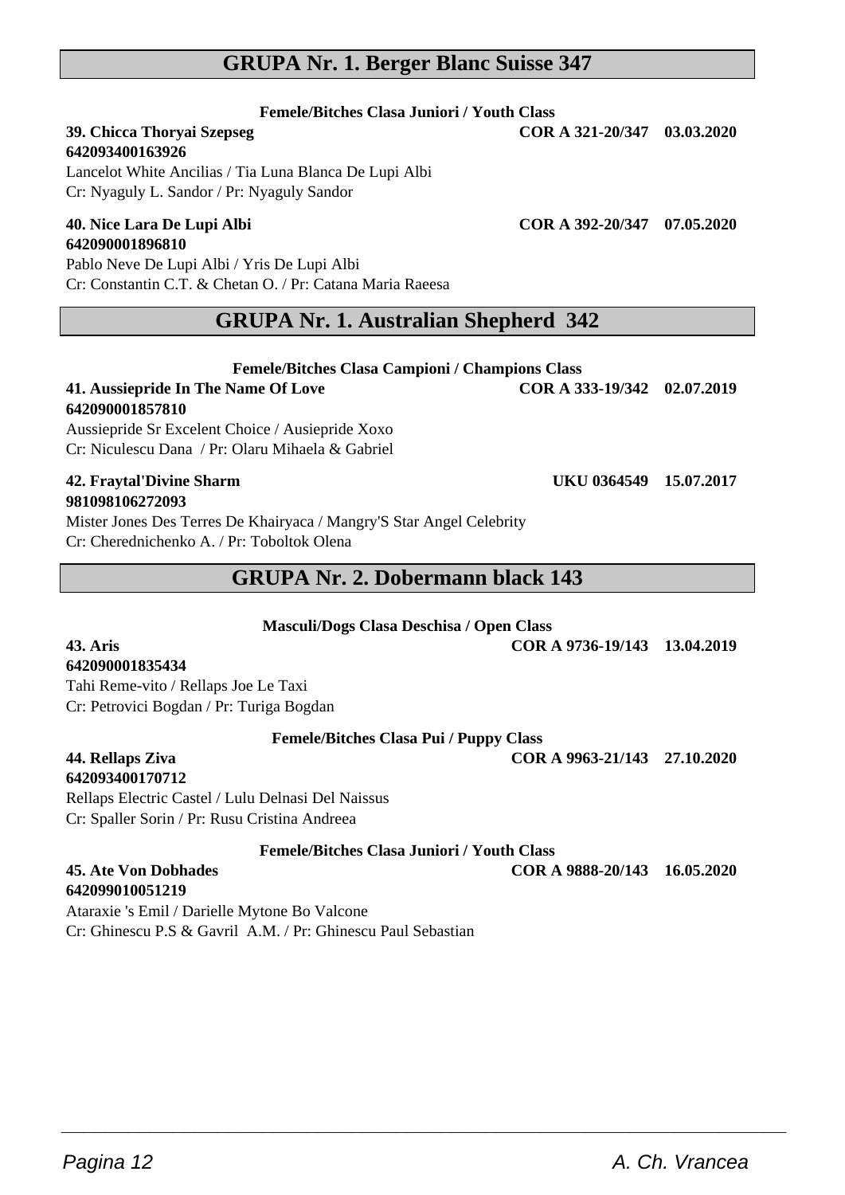## GRUPA Nr. 1. Berger Blanc Suisse 347

**Femele/Bitches Clasa Juniori / Youth Class**

**39. Chicca Thoryai Szepseg** **COR A 321-20/347 03.03.2020**
**642093400163926**
Lancelot White Ancilias / Tia Luna Blanca De Lupi Albi
Cr: Nyaguly L. Sandor / Pr: Nyaguly Sandor

**40. Nice Lara De Lupi Albi** **COR A 392-20/347 07.05.2020**
**642090001896810**
Pablo Neve De Lupi Albi / Yris De Lupi Albi
Cr: Constantin C.T. & Chetan O. / Pr: Catana Maria Raeesa

## GRUPA Nr. 1. Australian Shepherd 342

**Femele/Bitches Clasa Campioni / Champions Class**

**41. Aussiepride In The Name Of Love** **COR A 333-19/342 02.07.2019**
**642090001857810**
Aussiepride Sr Excelent Choice / Ausiepride Xoxo
Cr: Niculescu Dana / Pr: Olaru Mihaela & Gabriel

**42. Fraytal'Divine Sharm** **UKU 0364549 15.07.2017**
**981098106272093**
Mister Jones Des Terres De Khairyaca / Mangry'S Star Angel Celebrity
Cr: Cherednichenko A. / Pr: Toboltok Olena

## GRUPA Nr. 2. Dobermann black 143

**Masculi/Dogs Clasa Deschisa / Open Class**

**43. Aris** **COR A 9736-19/143 13.04.2019**
**642090001835434**
Tahi Reme-vito / Rellaps Joe Le Taxi
Cr: Petrovici Bogdan / Pr: Turiga Bogdan

**Femele/Bitches Clasa Pui / Puppy Class**

**44. Rellaps Ziva** **COR A 9963-21/143 27.10.2020**
**642093400170712**
Rellaps Electric Castel / Lulu Delnasi Del Naissus
Cr: Spaller Sorin / Pr: Rusu Cristina Andreea

**Femele/Bitches Clasa Juniori / Youth Class**

**45. Ate Von Dobhades** **COR A 9888-20/143 16.05.2020**
**642099010051219**
Ataraxie 's Emil / Darielle Mytone Bo Valcone
Cr: Ghinescu P.S & Gavril A.M. / Pr: Ghinescu Paul Sebastian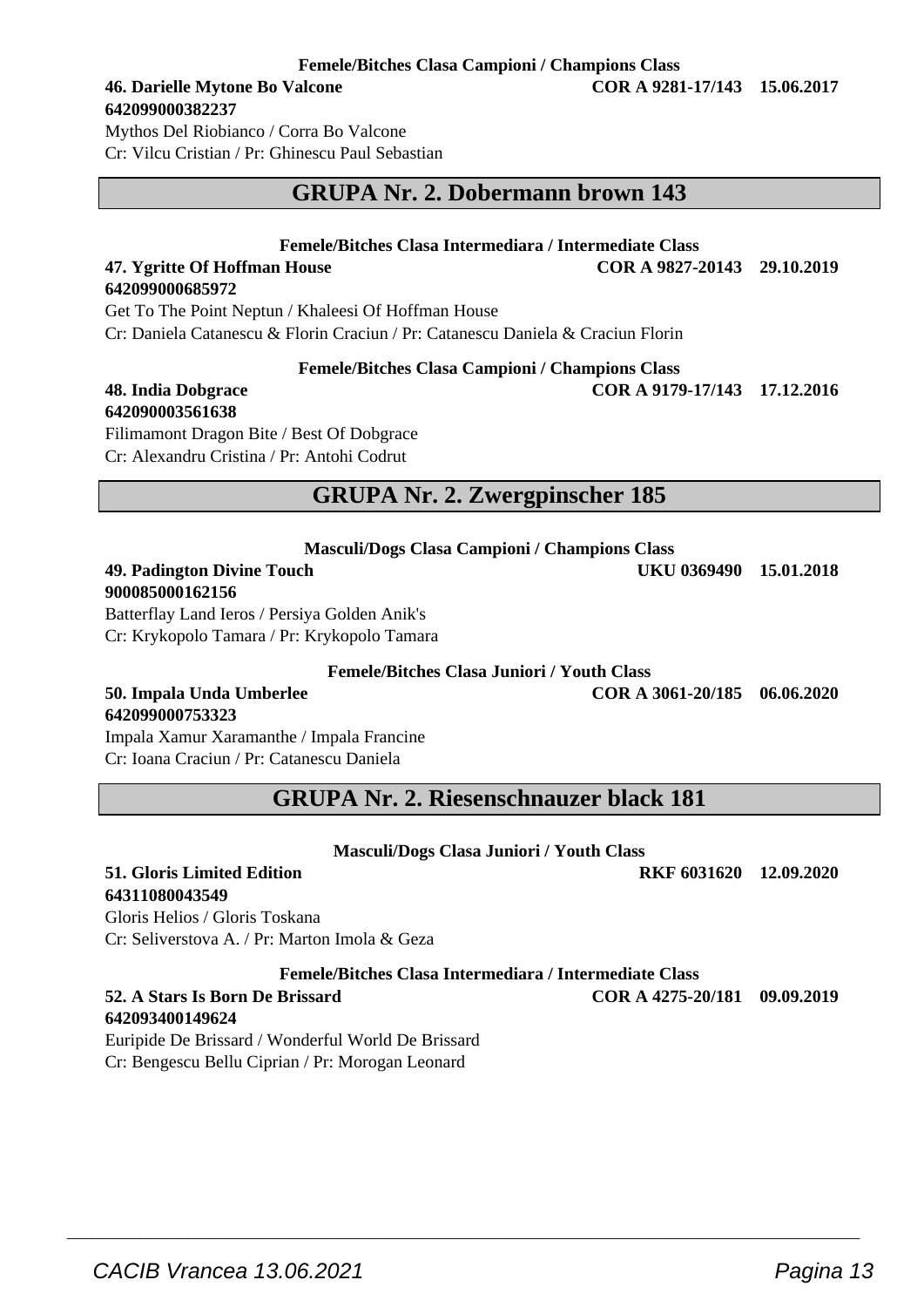**Femele/Bitches Clasa Campioni / Champions Class**

**46. Darielle Mytone Bo Valcone** **COR A 9281-17/143 15.06.2017**
**642099000382237**
Mythos Del Riobianco / Corra Bo Valcone
Cr: Vilcu Cristian / Pr: Ghinescu Paul Sebastian

## GRUPA Nr. 2. Dobermann brown 143

**Femele/Bitches Clasa Intermediara / Intermediate Class**

**47. Ygritte Of Hoffman House** **COR A 9827-20143 29.10.2019**
**642099000685972**
Get To The Point Neptun / Khaleesi Of Hoffman House
Cr: Daniela Catanescu & Florin Craciun / Pr: Catanescu Daniela & Craciun Florin

**Femele/Bitches Clasa Campioni / Champions Class**

**48. India Dobgrace** **COR A 9179-17/143 17.12.2016**
**642090003561638**
Filimamont Dragon Bite / Best Of Dobgrace
Cr: Alexandru Cristina / Pr: Antohi Codrut

## GRUPA Nr. 2. Zwergpinscher 185

**Masculi/Dogs Clasa Campioni / Champions Class**

**49. Padington Divine Touch** **UKU 0369490 15.01.2018**
**900085000162156**
Batterflay Land Ieros / Persiya Golden Anik's
Cr: Krykopolo Tamara / Pr: Krykopolo Tamara

**Femele/Bitches Clasa Juniori / Youth Class**

**50. Impala Unda Umberlee** **COR A 3061-20/185 06.06.2020**
**642099000753323**
Impala Xamur Xaramanthe / Impala Francine
Cr: Ioana Craciun / Pr: Catanescu Daniela

## GRUPA Nr. 2. Riesenschnauzer black 181

**Masculi/Dogs Clasa Juniori / Youth Class**

**51. Gloris Limited Edition** **RKF 6031620 12.09.2020**
**64311080043549**
Gloris Helios / Gloris Toskana
Cr: Seliverstova A. / Pr: Marton Imola & Geza

**Femele/Bitches Clasa Intermediara / Intermediate Class**

**52. A Stars Is Born De Brissard** **COR A 4275-20/181 09.09.2019**
**642093400149624**
Euripide De Brissard / Wonderful World De Brissard
Cr: Bengescu Bellu Ciprian / Pr: Morogan Leonard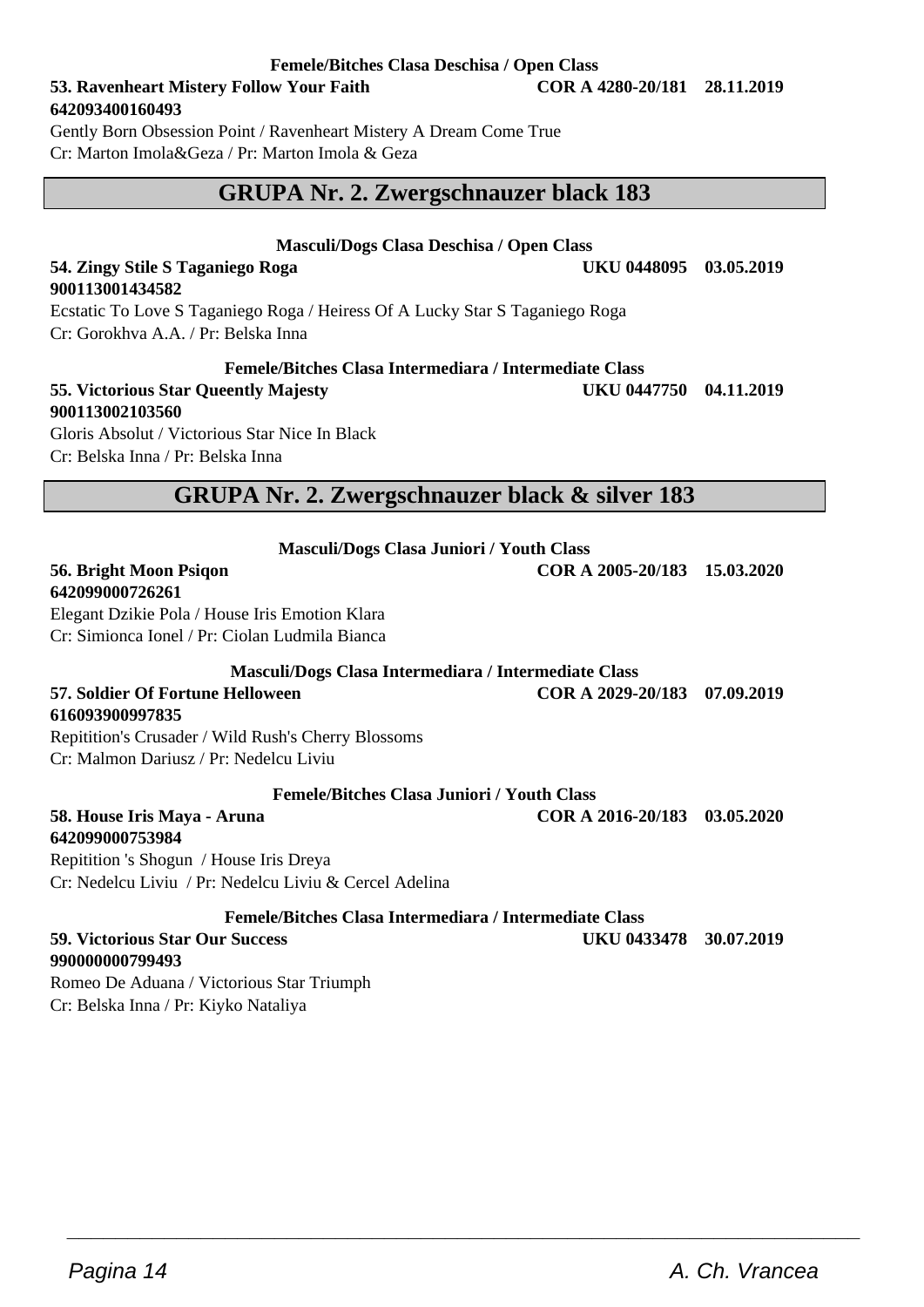**Femele/Bitches Clasa Deschisa / Open Class**

**53. Ravenheart Mistery Follow Your Faith** **COR A 4280-20/181 28.11.2019**
**642093400160493**
Gently Born Obsession Point / Ravenheart Mistery A Dream Come True
Cr: Marton Imola&Geza / Pr: Marton Imola & Geza

## GRUPA Nr. 2. Zwergschnauzer black 183

**Masculi/Dogs Clasa Deschisa / Open Class**

**54. Zingy Stile S Taganiego Roga** **UKU 0448095 03.05.2019**
**900113001434582**
Ecstatic To Love S Taganiego Roga / Heiress Of A Lucky Star S Taganiego Roga
Cr: Gorokhva A.A. / Pr: Belska Inna

**Femele/Bitches Clasa Intermediara / Intermediate Class**

**55. Victorious Star Queently Majesty** **UKU 0447750 04.11.2019**
**900113002103560**
Gloris Absolut / Victorious Star Nice In Black
Cr: Belska Inna / Pr: Belska Inna

## GRUPA Nr. 2. Zwergschnauzer black & silver 183

**Masculi/Dogs Clasa Juniori / Youth Class**

**56. Bright Moon Psiqon** **COR A 2005-20/183 15.03.2020**
**642099000726261**
Elegant Dzikie Pola / House Iris Emotion Klara
Cr: Simionca Ionel / Pr: Ciolan Ludmila Bianca

**Masculi/Dogs Clasa Intermediara / Intermediate Class**

**57. Soldier Of Fortune Helloween** **COR A 2029-20/183 07.09.2019**
**616093900997835**
Repitition's Crusader / Wild Rush's Cherry Blossoms
Cr: Malmon Dariusz / Pr: Nedelcu Liviu

**Femele/Bitches Clasa Juniori / Youth Class**

**58. House Iris Maya - Aruna** **COR A 2016-20/183 03.05.2020**
**642099000753984**
Repitition 's Shogun / House Iris Dreya
Cr: Nedelcu Liviu / Pr: Nedelcu Liviu & Cercel Adelina

**Femele/Bitches Clasa Intermediara / Intermediate Class**

**59. Victorious Star Our Success** **UKU 0433478 30.07.2019**
**990000000799493**
Romeo De Aduana / Victorious Star Triumph
Cr: Belska Inna / Pr: Kiyko Nataliya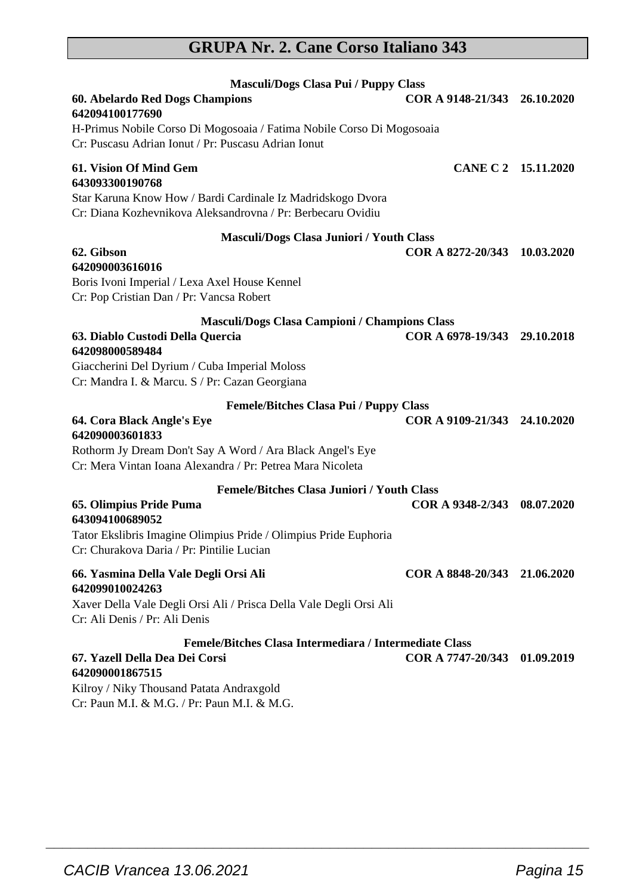# GRUPA Nr. 2. Cane Corso Italiano 343

### Masculi/Dogs Clasa Pui / Puppy Class

**60. Abelardo Red Dogs Champions** **COR A 9148-21/343 26.10.2020**
**642094100177690**
H-Primus Nobile Corso Di Mogosoaia / Fatima Nobile Corso Di Mogosoaia
Cr: Puscasu Adrian Ionut / Pr: Puscasu Adrian Ionut

**61. Vision Of Mind Gem** **CANE C 2 15.11.2020**
**643093300190768**
Star Karuna Know How / Bardi Cardinale Iz Madridskogo Dvora
Cr: Diana Kozhevnikova Aleksandrovna / Pr: Berbecaru Ovidiu

### Masculi/Dogs Clasa Juniori / Youth Class

**62. Gibson** **COR A 8272-20/343 10.03.2020**
**642090003616016**
Boris Ivoni Imperial / Lexa Axel House Kennel
Cr: Pop Cristian Dan / Pr: Vancsa Robert

### Masculi/Dogs Clasa Campioni / Champions Class

**63. Diablo Custodi Della Quercia** **COR A 6978-19/343 29.10.2018**
**642098000589484**
Giaccherini Del Dyrium / Cuba Imperial Moloss
Cr: Mandra I. & Marcu. S / Pr: Cazan Georgiana

### Femele/Bitches Clasa Pui / Puppy Class

**64. Cora Black Angle's Eye** **COR A 9109-21/343 24.10.2020**
**642090003601833**
Rothorm Jy Dream Don't Say A Word / Ara Black Angel's Eye
Cr: Mera Vintan Ioana Alexandra / Pr: Petrea Mara Nicoleta

### Femele/Bitches Clasa Juniori / Youth Class

**65. Olimpius Pride Puma** **COR A 9348-2/343 08.07.2020**
**643094100689052**
Tator Ekslibris Imagine Olimpius Pride / Olimpius Pride Euphoria
Cr: Churakova Daria / Pr: Pintilie Lucian

**66. Yasmina Della Vale Degli Orsi Ali** **COR A 8848-20/343 21.06.2020**
**642099010024263**
Xaver Della Vale Degli Orsi Ali / Prisca Della Vale Degli Orsi Ali
Cr: Ali Denis / Pr: Ali Denis

### Femele/Bitches Clasa Intermediara / Intermediate Class

**67. Yazell Della Dea Dei Corsi** **COR A 7747-20/343 01.09.2019**
**642090001867515**
Kilroy / Niky Thousand Patata Andraxgold
Cr: Paun M.I. & M.G. / Pr: Paun M.I. & M.G.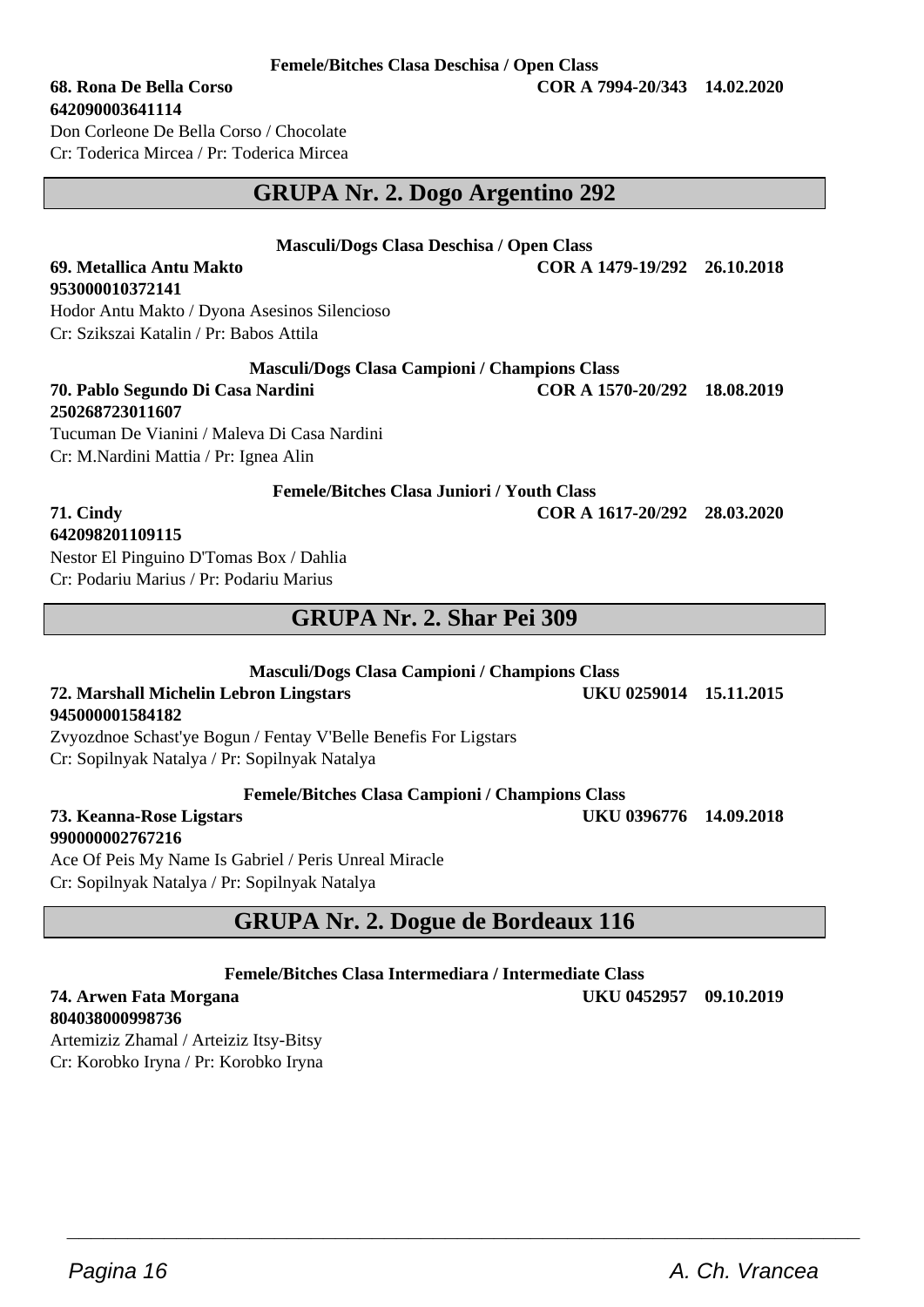**Femele/Bitches Clasa Deschisa / Open Class**

**68. Rona De Bella Corso** **COR A 7994-20/343 14.02.2020**
**642090003641114**
Don Corleone De Bella Corso / Chocolate
Cr: Toderica Mircea / Pr: Toderica Mircea

## GRUPA Nr. 2. Dogo Argentino 292

**Masculi/Dogs Clasa Deschisa / Open Class**

**69. Metallica Antu Makto** **COR A 1479-19/292 26.10.2018**
**953000010372141**
Hodor Antu Makto / Dyona Asesinos Silencioso
Cr: Szikszai Katalin / Pr: Babos Attila

**Masculi/Dogs Clasa Campioni / Champions Class**

**70. Pablo Segundo Di Casa Nardini** **COR A 1570-20/292 18.08.2019**
**250268723011607**
Tucuman De Vianini / Maleva Di Casa Nardini
Cr: M.Nardini Mattia / Pr: Ignea Alin

**Femele/Bitches Clasa Juniori / Youth Class**

**71. Cindy** **COR A 1617-20/292 28.03.2020**
**642098201109115**
Nestor El Pinguino D'Tomas Box / Dahlia
Cr: Podariu Marius / Pr: Podariu Marius

## GRUPA Nr. 2. Shar Pei 309

**Masculi/Dogs Clasa Campioni / Champions Class**

**72. Marshall Michelin Lebron Lingstars** **UKU 0259014 15.11.2015**
**945000001584182**
Zvyozdnoe Schast'ye Bogun / Fentay V'Belle Benefis For Ligstars
Cr: Sopilnyak Natalya / Pr: Sopilnyak Natalya

**Femele/Bitches Clasa Campioni / Champions Class**

**73. Keanna-Rose Ligstars** **UKU 0396776 14.09.2018**
**990000002767216**
Ace Of Peis My Name Is Gabriel / Peris Unreal Miracle
Cr: Sopilnyak Natalya / Pr: Sopilnyak Natalya

## GRUPA Nr. 2. Dogue de Bordeaux 116

**Femele/Bitches Clasa Intermediara / Intermediate Class**

**74. Arwen Fata Morgana** **UKU 0452957 09.10.2019**
**804038000998736**
Artemiziz Zhamal / Arteiziz Itsy-Bitsy
Cr: Korobko Iryna / Pr: Korobko Iryna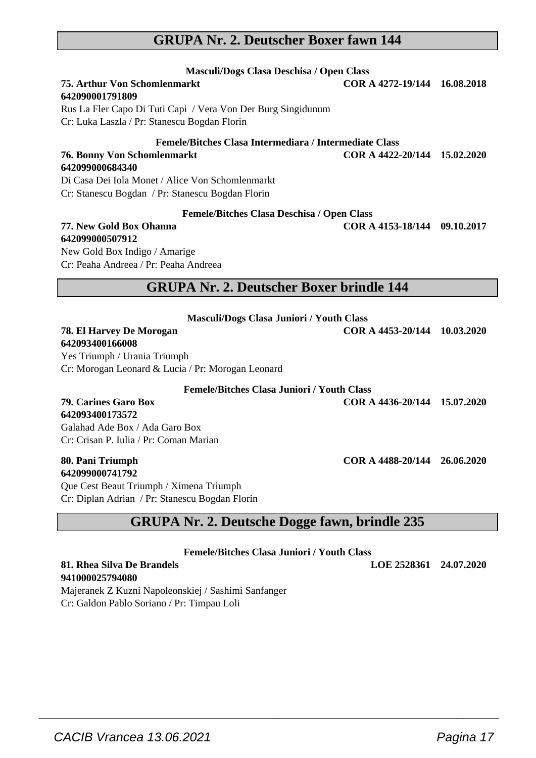## GRUPA Nr. 2. Deutscher Boxer fawn 144

**Masculi/Dogs Clasa Deschisa / Open Class**

**75. Arthur Von Schomlenmarkt** **COR A 4272-19/144 16.08.2018**
**642090001791809**
Rus La Fler Capo Di Tuti Capi / Vera Von Der Burg Singidunum
Cr: Luka Laszla / Pr: Stanescu Bogdan Florin

**Femele/Bitches Clasa Intermediara / Intermediate Class**

**76. Bonny Von Schomlenmarkt** **COR A 4422-20/144 15.02.2020**
**642099000684340**
Di Casa Dei Iola Monet / Alice Von Schomlenmarkt
Cr: Stanescu Bogdan / Pr: Stanescu Bogdan Florin

**Femele/Bitches Clasa Deschisa / Open Class**

**77. New Gold Box Ohanna** **COR A 4153-18/144 09.10.2017**
**642099000507912**
New Gold Box Indigo / Amarige
Cr: Peaha Andreea / Pr: Peaha Andreea

## GRUPA Nr. 2. Deutscher Boxer brindle 144

**Masculi/Dogs Clasa Juniori / Youth Class**

**78. El Harvey De Morogan** **COR A 4453-20/144 10.03.2020**
**642093400166008**
Yes Triumph / Urania Triumph
Cr: Morogan Leonard & Lucia / Pr: Morogan Leonard

**Femele/Bitches Clasa Juniori / Youth Class**

**79. Carines Garo Box** **COR A 4436-20/144 15.07.2020**
**642093400173572**
Galahad Ade Box / Ada Garo Box
Cr: Crisan P. Iulia / Pr: Coman Marian

**80. Pani Triumph** **COR A 4488-20/144 26.06.2020**
**642099000741792**
Que Cest Beaut Triumph / Ximena Triumph
Cr: Diplan Adrian / Pr: Stanescu Bogdan Florin

## GRUPA Nr. 2. Deutsche Dogge fawn, brindle 235

**Femele/Bitches Clasa Juniori / Youth Class**

**81. Rhea Silva De Brandels** **LOE 2528361 24.07.2020**
**941000025794080**
Majeranek Z Kuzni Napoleonskiej / Sashimi Sanfanger
Cr: Galdon Pablo Soriano / Pr: Timpau Loli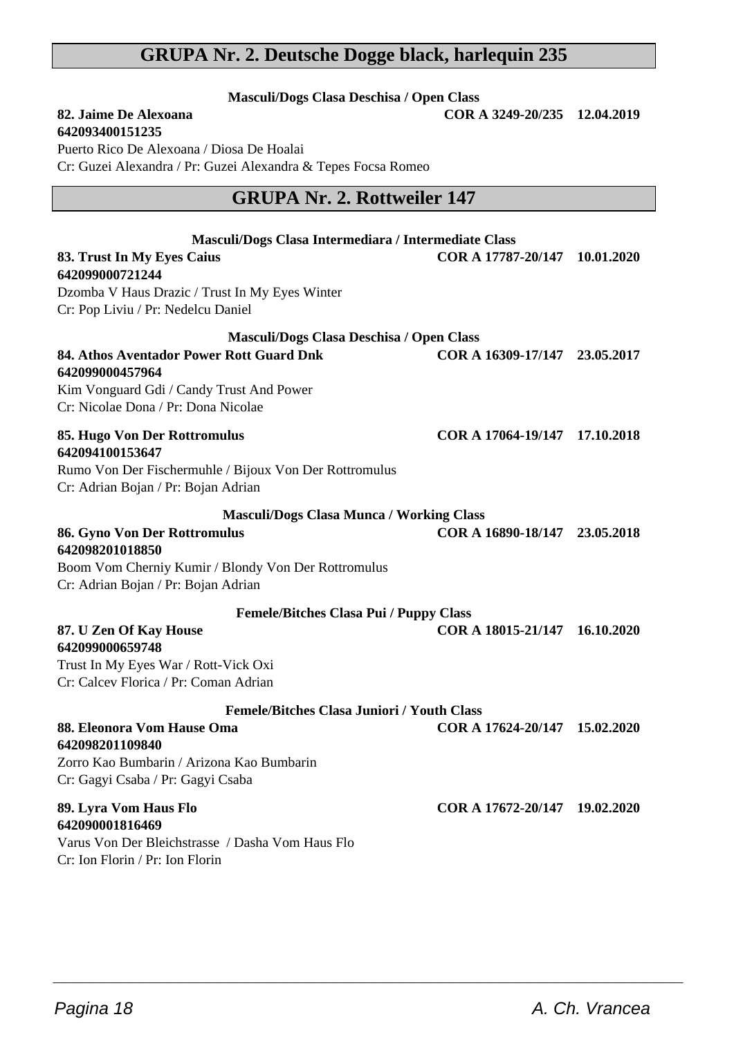## GRUPA Nr. 2. Deutsche Dogge black, harlequin 235

**Masculi/Dogs Clasa Deschisa / Open Class**

**82. Jaime De Alexoana** **COR A 3249-20/235 12.04.2019**
**642093400151235**
Puerto Rico De Alexoana / Diosa De Hoalai
Cr: Guzei Alexandra / Pr: Guzei Alexandra & Tepes Focsa Romeo

## GRUPA Nr. 2. Rottweiler 147

**Masculi/Dogs Clasa Intermediara / Intermediate Class**

**83. Trust In My Eyes Caius** **COR A 17787-20/147 10.01.2020**
**642099000721244**
Dzomba V Haus Drazic / Trust In My Eyes Winter
Cr: Pop Liviu / Pr: Nedelcu Daniel

**Masculi/Dogs Clasa Deschisa / Open Class**

**84. Athos Aventador Power Rott Guard Dnk** **COR A 16309-17/147 23.05.2017**
**642099000457964**
Kim Vonguard Gdi / Candy Trust And Power
Cr: Nicolae Dona / Pr: Dona Nicolae

**85. Hugo Von Der Rottromulus** **COR A 17064-19/147 17.10.2018**
**642094100153647**
Rumo Von Der Fischermuhle / Bijoux Von Der Rottromulus
Cr: Adrian Bojan / Pr: Bojan Adrian

**Masculi/Dogs Clasa Munca / Working Class**

**86. Gyno Von Der Rottromulus** **COR A 16890-18/147 23.05.2018**
**642098201018850**
Boom Vom Cherniy Kumir / Blondy Von Der Rottromulus
Cr: Adrian Bojan / Pr: Bojan Adrian

**Femele/Bitches Clasa Pui / Puppy Class**

**87. U Zen Of Kay House** **COR A 18015-21/147 16.10.2020**
**642099000659748**
Trust In My Eyes War / Rott-Vick Oxi
Cr: Calcev Florica / Pr: Coman Adrian

**Femele/Bitches Clasa Juniori / Youth Class**

**88. Eleonora Vom Hause Oma** **COR A 17624-20/147 15.02.2020**
**642098201109840**
Zorro Kao Bumbarin / Arizona Kao Bumbarin
Cr: Gagyi Csaba / Pr: Gagyi Csaba

**89. Lyra Vom Haus Flo** **COR A 17672-20/147 19.02.2020**
**642090001816469**
Varus Von Der Bleichstrasse / Dasha Vom Haus Flo
Cr: Ion Florin / Pr: Ion Florin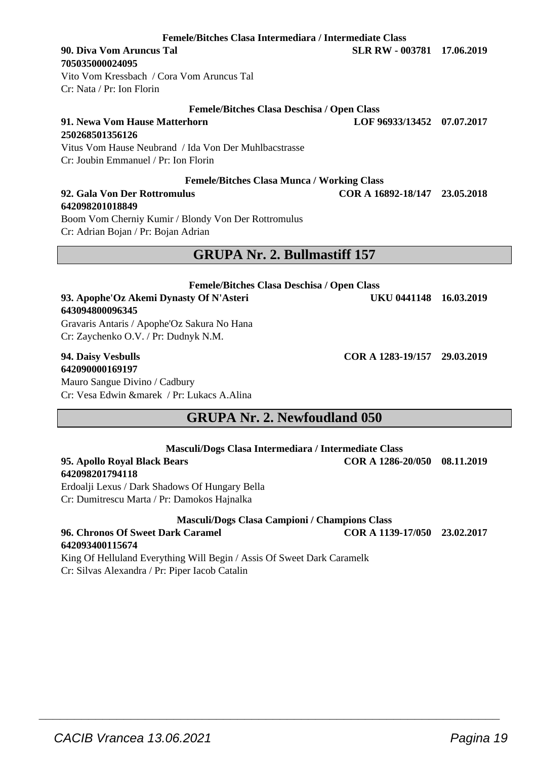#### Femele/Bitches Clasa Intermediara / Intermediate Class

**90. Diva Vom Aruncus Tal** **SLR RW - 003781 17.06.2019**
**705035000024095**
Vito Vom Kressbach / Cora Vom Aruncus Tal
Cr: Nata / Pr: Ion Florin

#### Femele/Bitches Clasa Deschisa / Open Class

**91. Newa Vom Hause Matterhorn** **LOF 96933/13452 07.07.2017**
**250268501356126**
Vitus Vom Hause Neubrand / Ida Von Der Muhlbacstrasse
Cr: Joubin Emmanuel / Pr: Ion Florin

#### Femele/Bitches Clasa Munca / Working Class

**92. Gala Von Der Rottromulus** **COR A 16892-18/147 23.05.2018**
**642098201018849**
Boom Vom Cherniy Kumir / Blondy Von Der Rottromulus
Cr: Adrian Bojan / Pr: Bojan Adrian

## GRUPA Nr. 2. Bullmastiff 157

#### Femele/Bitches Clasa Deschisa / Open Class

**93. Apophe'Oz Akemi Dynasty Of N'Asteri** **UKU 0441148 16.03.2019**
**643094800096345**
Gravaris Antaris / Apophe'Oz Sakura No Hana
Cr: Zaychenko O.V. / Pr: Dudnyk N.M.

**94. Daisy Vesbulls** **COR A 1283-19/157 29.03.2019**
**642090000169197**
Mauro Sangue Divino / Cadbury
Cr: Vesa Edwin &marek / Pr: Lukacs A.Alina

## GRUPA Nr. 2. Newfoudland 050

#### Masculi/Dogs Clasa Intermediara / Intermediate Class

**95. Apollo Royal Black Bears** **COR A 1286-20/050 08.11.2019**
**642098201794118**
Erdoalji Lexus / Dark Shadows Of Hungary Bella
Cr: Dumitrescu Marta / Pr: Damokos Hajnalka

#### Masculi/Dogs Clasa Campioni / Champions Class

**96. Chronos Of Sweet Dark Caramel** **COR A 1139-17/050 23.02.2017**
**642093400115674**
King Of Helluland Everything Will Begin / Assis Of Sweet Dark Caramelk
Cr: Silvas Alexandra / Pr: Piper Iacob Catalin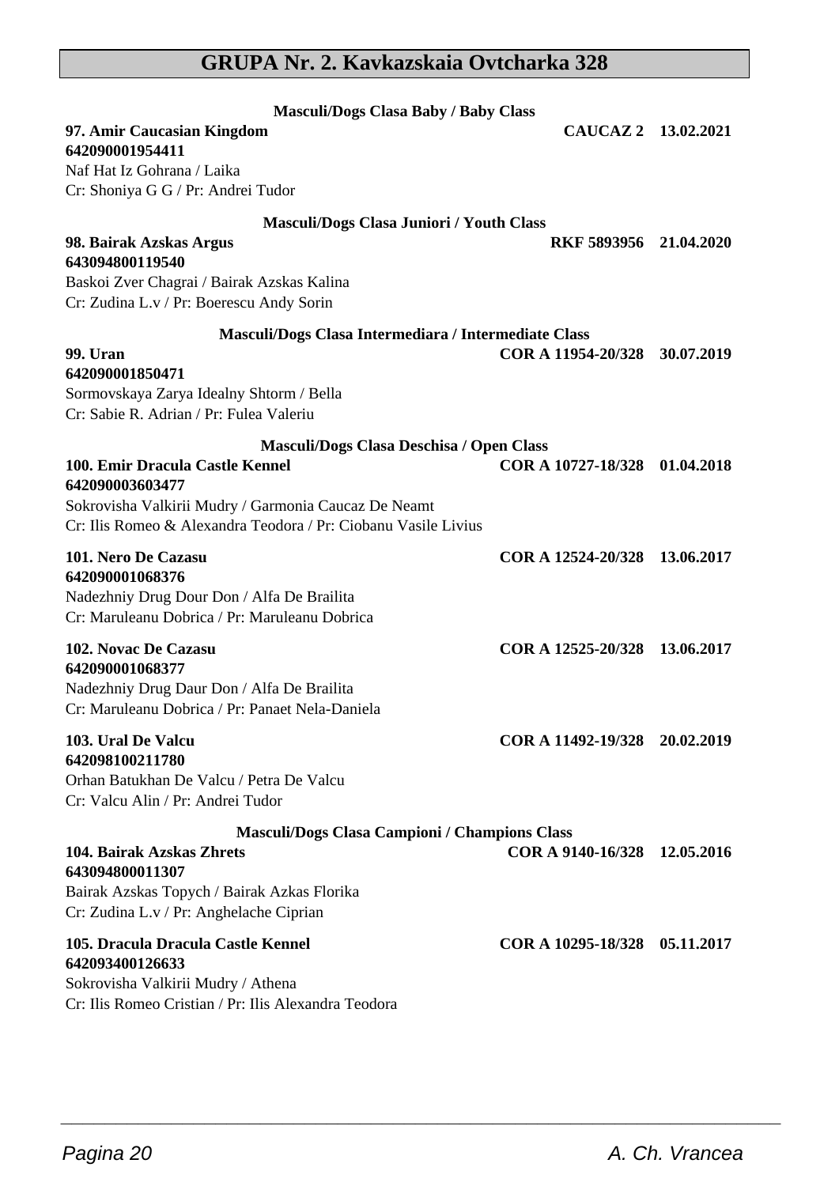# GRUPA Nr. 2. Kavkazskaia Ovtcharka 328

### Masculi/Dogs Clasa Baby / Baby Class

**97. Amir Caucasian Kingdom** **CAUCAZ 2 13.02.2021**
**642090001954411**
Naf Hat Iz Gohrana / Laika
Cr: Shoniya G G / Pr: Andrei Tudor

### Masculi/Dogs Clasa Juniori / Youth Class

**98. Bairak Azskas Argus** **RKF 5893956 21.04.2020**
**643094800119540**
Baskoi Zver Chagrai / Bairak Azskas Kalina
Cr: Zudina L.v / Pr: Boerescu Andy Sorin

### Masculi/Dogs Clasa Intermediara / Intermediate Class

**99. Uran** **COR A 11954-20/328 30.07.2019**
**642090001850471**
Sormovskaya Zarya Idealny Shtorm / Bella
Cr: Sabie R. Adrian / Pr: Fulea Valeriu

### Masculi/Dogs Clasa Deschisa / Open Class

**100. Emir Dracula Castle Kennel** **COR A 10727-18/328 01.04.2018**
**642090003603477**
Sokrovisha Valkirii Mudry / Garmonia Caucaz De Neamt
Cr: Ilis Romeo & Alexandra Teodora / Pr: Ciobanu Vasile Livius

**101. Nero De Cazasu** **COR A 12524-20/328 13.06.2017**
**642090001068376**
Nadezhniy Drug Dour Don / Alfa De Brailita
Cr: Maruleanu Dobrica / Pr: Maruleanu Dobrica

**102. Novac De Cazasu** **COR A 12525-20/328 13.06.2017**
**642090001068377**
Nadezhniy Drug Daur Don / Alfa De Brailita
Cr: Maruleanu Dobrica / Pr: Panaet Nela-Daniela

**103. Ural De Valcu** **COR A 11492-19/328 20.02.2019**
**642098100211780**
Orhan Batukhan De Valcu / Petra De Valcu
Cr: Valcu Alin / Pr: Andrei Tudor

### Masculi/Dogs Clasa Campioni / Champions Class

**104. Bairak Azskas Zhrets** **COR A 9140-16/328 12.05.2016**
**643094800011307**
Bairak Azskas Topych / Bairak Azkas Florika
Cr: Zudina L.v / Pr: Anghelache Ciprian

**105. Dracula Dracula Castle Kennel** **COR A 10295-18/328 05.11.2017**
**642093400126633**
Sokrovisha Valkirii Mudry / Athena
Cr: Ilis Romeo Cristian / Pr: Ilis Alexandra Teodora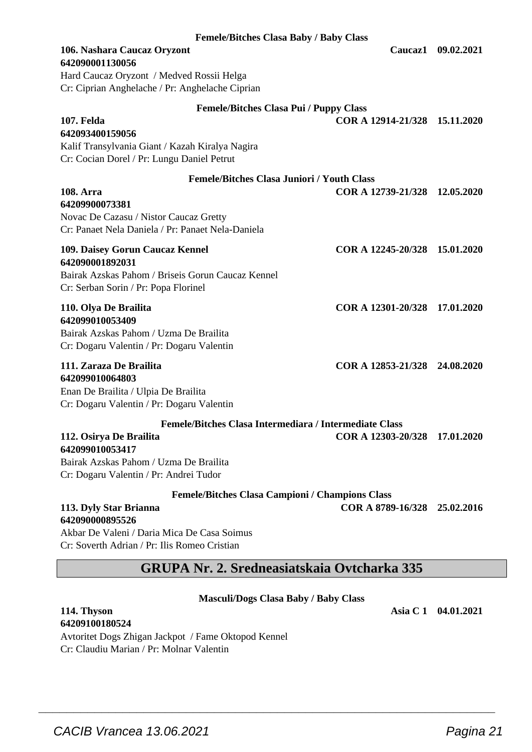**Femele/Bitches Clasa Baby / Baby Class**

**106. Nashara Caucaz Oryzont** **Caucaz1 09.02.2021**
**642090001130056**
Hard Caucaz Oryzont / Medved Rossii Helga
Cr: Ciprian Anghelache / Pr: Anghelache Ciprian

**Femele/Bitches Clasa Pui / Puppy Class**

**107. Felda** **COR A 12914-21/328 15.11.2020**
**642093400159056**
Kalif Transylvania Giant / Kazah Kiralya Nagira
Cr: Cocian Dorel / Pr: Lungu Daniel Petrut

**Femele/Bitches Clasa Juniori / Youth Class**

**108. Arra** **COR A 12739-21/328 12.05.2020**
**64209900073381**
Novac De Cazasu / Nistor Caucaz Gretty
Cr: Panaet Nela Daniela / Pr: Panaet Nela-Daniela

**109. Daisey Gorun Caucaz Kennel** **COR A 12245-20/328 15.01.2020**
**642090001892031**
Bairak Azskas Pahom / Briseis Gorun Caucaz Kennel
Cr: Serban Sorin / Pr: Popa Florinel

**110. Olya De Brailita** **COR A 12301-20/328 17.01.2020**
**642099010053409**
Bairak Azskas Pahom / Uzma De Brailita
Cr: Dogaru Valentin / Pr: Dogaru Valentin

**111. Zaraza De Brailita** **COR A 12853-21/328 24.08.2020**
**642099010064803**
Enan De Brailita / Ulpia De Brailita
Cr: Dogaru Valentin / Pr: Dogaru Valentin

**Femele/Bitches Clasa Intermediara / Intermediate Class**

**112. Osirya De Brailita** **COR A 12303-20/328 17.01.2020**
**642099010053417**
Bairak Azskas Pahom / Uzma De Brailita
Cr: Dogaru Valentin / Pr: Andrei Tudor

**Femele/Bitches Clasa Campioni / Champions Class**

**113. Dyly Star Brianna** **COR A 8789-16/328 25.02.2016**
**642090000895526**
Akbar De Valeni / Daria Mica De Casa Soimus
Cr: Soverth Adrian / Pr: Ilis Romeo Cristian

## GRUPA Nr. 2. Sredneasiatskaia Ovtcharka 335

**Masculi/Dogs Clasa Baby / Baby Class**

**114. Thyson** **Asia C 1 04.01.2021**
**64209100180524**
Avtoritet Dogs Zhigan Jackpot / Fame Oktopod Kennel
Cr: Claudiu Marian / Pr: Molnar Valentin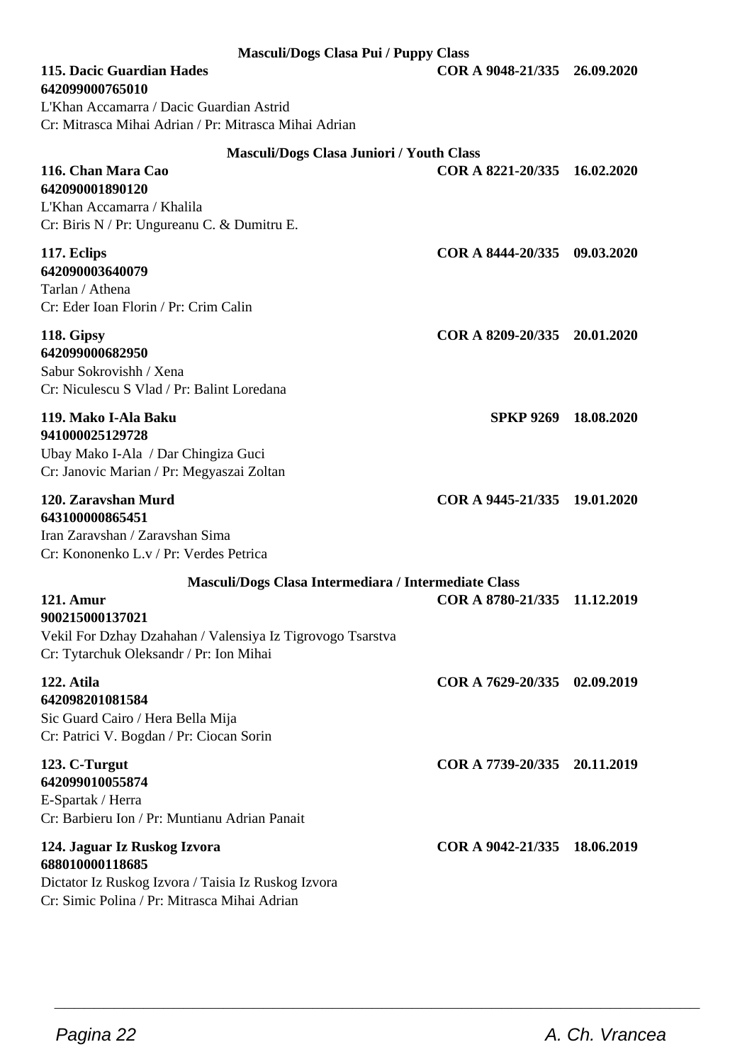### Masculi/Dogs Clasa Pui / Puppy Class

**115. Dacic Guardian Hades** — **COR A 9048-21/335 26.09.2020**
**642099000765010**
L'Khan Accamarra / Dacic Guardian Astrid
Cr: Mitrasca Mihai Adrian / Pr: Mitrasca Mihai Adrian

### Masculi/Dogs Clasa Juniori / Youth Class

**116. Chan Mara Cao** — **COR A 8221-20/335 16.02.2020**
**642090001890120**
L'Khan Accamarra / Khalila
Cr: Biris N / Pr: Ungureanu C. & Dumitru E.

**117. Eclips** — **COR A 8444-20/335 09.03.2020**
**642090003640079**
Tarlan / Athena
Cr: Eder Ioan Florin / Pr: Crim Calin

**118. Gipsy** — **COR A 8209-20/335 20.01.2020**
**642099000682950**
Sabur Sokrovishh / Xena
Cr: Niculescu S Vlad / Pr: Balint Loredana

**119. Mako I-Ala Baku** — **SPKP 9269 18.08.2020**
**941000025129728**
Ubay Mako I-Ala / Dar Chingiza Guci
Cr: Janovic Marian / Pr: Megyaszai Zoltan

**120. Zaravshan Murd** — **COR A 9445-21/335 19.01.2020**
**643100000865451**
Iran Zaravshan / Zaravshan Sima
Cr: Kononenko L.v / Pr: Verdes Petrica

### Masculi/Dogs Clasa Intermediara / Intermediate Class

**121. Amur** — **COR A 8780-21/335 11.12.2019**
**900215000137021**
Vekil For Dzhay Dzahahan / Valensiya Iz Tigrovogo Tsarstva
Cr: Tytarchuk Oleksandr / Pr: Ion Mihai

**122. Atila** — **COR A 7629-20/335 02.09.2019**
**642098201081584**
Sic Guard Cairo / Hera Bella Mija
Cr: Patrici V. Bogdan / Pr: Ciocan Sorin

**123. C-Turgut** — **COR A 7739-20/335 20.11.2019**
**642099010055874**
E-Spartak / Herra
Cr: Barbieru Ion / Pr: Muntianu Adrian Panait

**124. Jaguar Iz Ruskog Izvora** — **COR A 9042-21/335 18.06.2019**
**688010000118685**
Dictator Iz Ruskog Izvora / Taisia Iz Ruskog Izvora
Cr: Simic Polina / Pr: Mitrasca Mihai Adrian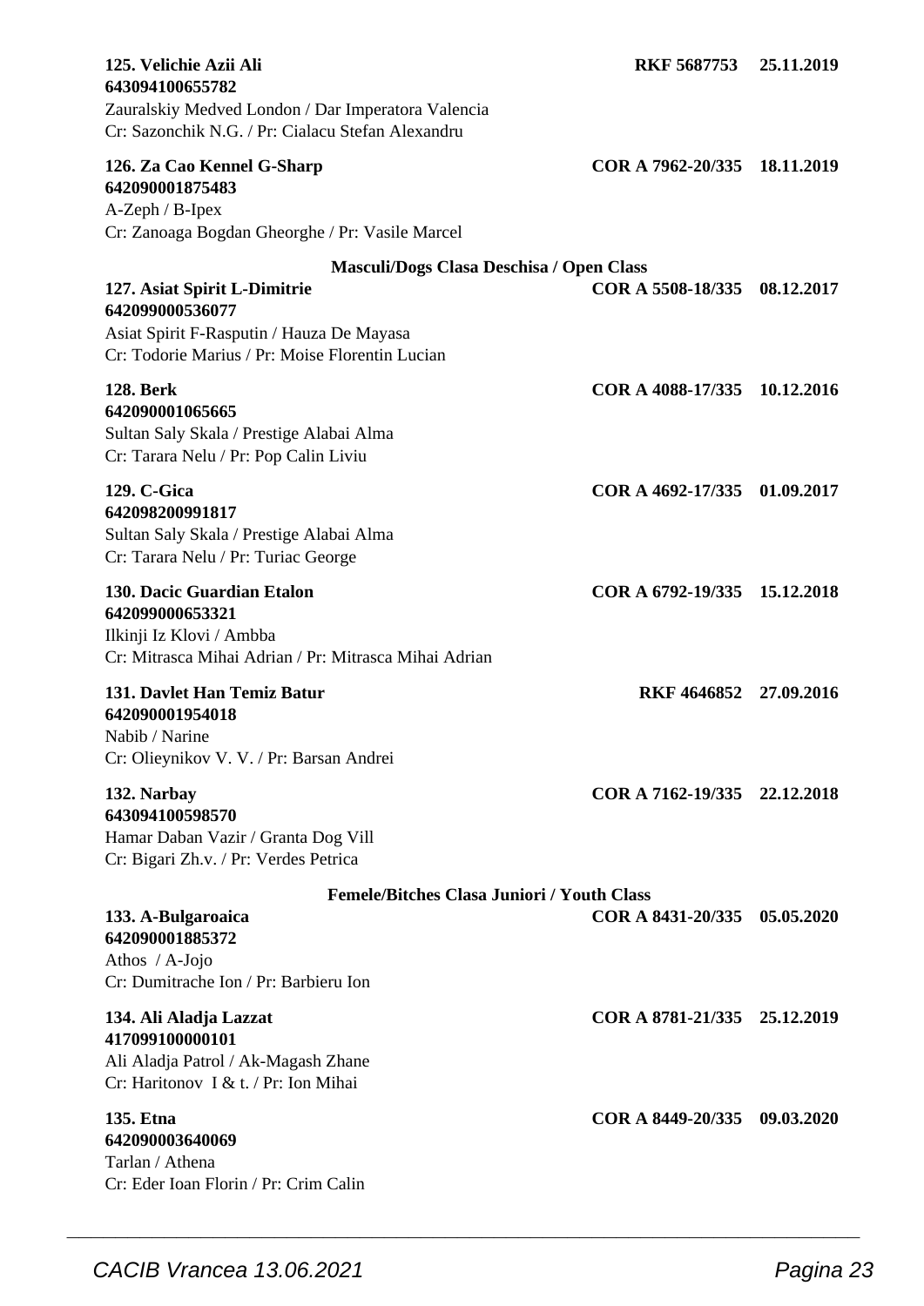**125. Velichie Azii Ali** **RKF 5687753 25.11.2019**
**643094100655782**
Zauralskiy Medved London / Dar Imperatora Valencia
Cr: Sazonchik N.G. / Pr: Cialacu Stefan Alexandru

**126. Za Cao Kennel G-Sharp** **COR A 7962-20/335 18.11.2019**
**642090001875483**
A-Zeph / B-Ipex
Cr: Zanoaga Bogdan Gheorghe / Pr: Vasile Marcel

### Masculi/Dogs Clasa Deschisa / Open Class

**127. Asiat Spirit L-Dimitrie** **COR A 5508-18/335 08.12.2017**
**642099000536077**
Asiat Spirit F-Rasputin / Hauza De Mayasa
Cr: Todorie Marius / Pr: Moise Florentin Lucian

**128. Berk** **COR A 4088-17/335 10.12.2016**
**642090001065665**
Sultan Saly Skala / Prestige Alabai Alma
Cr: Tarara Nelu / Pr: Pop Calin Liviu

**129. C-Gica** **COR A 4692-17/335 01.09.2017**
**642098200991817**
Sultan Saly Skala / Prestige Alabai Alma
Cr: Tarara Nelu / Pr: Turiac George

**130. Dacic Guardian Etalon** **COR A 6792-19/335 15.12.2018**
**642099000653321**
Ilkinji Iz Klovi / Ambba
Cr: Mitrasca Mihai Adrian / Pr: Mitrasca Mihai Adrian

**131. Davlet Han Temiz Batur** **RKF 4646852 27.09.2016**
**642090001954018**
Nabib / Narine
Cr: Olieynikov V. V. / Pr: Barsan Andrei

**132. Narbay** **COR A 7162-19/335 22.12.2018**
**643094100598570**
Hamar Daban Vazir / Granta Dog Vill
Cr: Bigari Zh.v. / Pr: Verdes Petrica

### Femele/Bitches Clasa Juniori / Youth Class

**133. A-Bulgaroaica** **COR A 8431-20/335 05.05.2020**
**642090001885372**
Athos / A-Jojo
Cr: Dumitrache Ion / Pr: Barbieru Ion

**134. Ali Aladja Lazzat** **COR A 8781-21/335 25.12.2019**
**417099100000101**
Ali Aladja Patrol / Ak-Magash Zhane
Cr: Haritonov I & t. / Pr: Ion Mihai

**135. Etna** **COR A 8449-20/335 09.03.2020**
**642090003640069**
Tarlan / Athena
Cr: Eder Ioan Florin / Pr: Crim Calin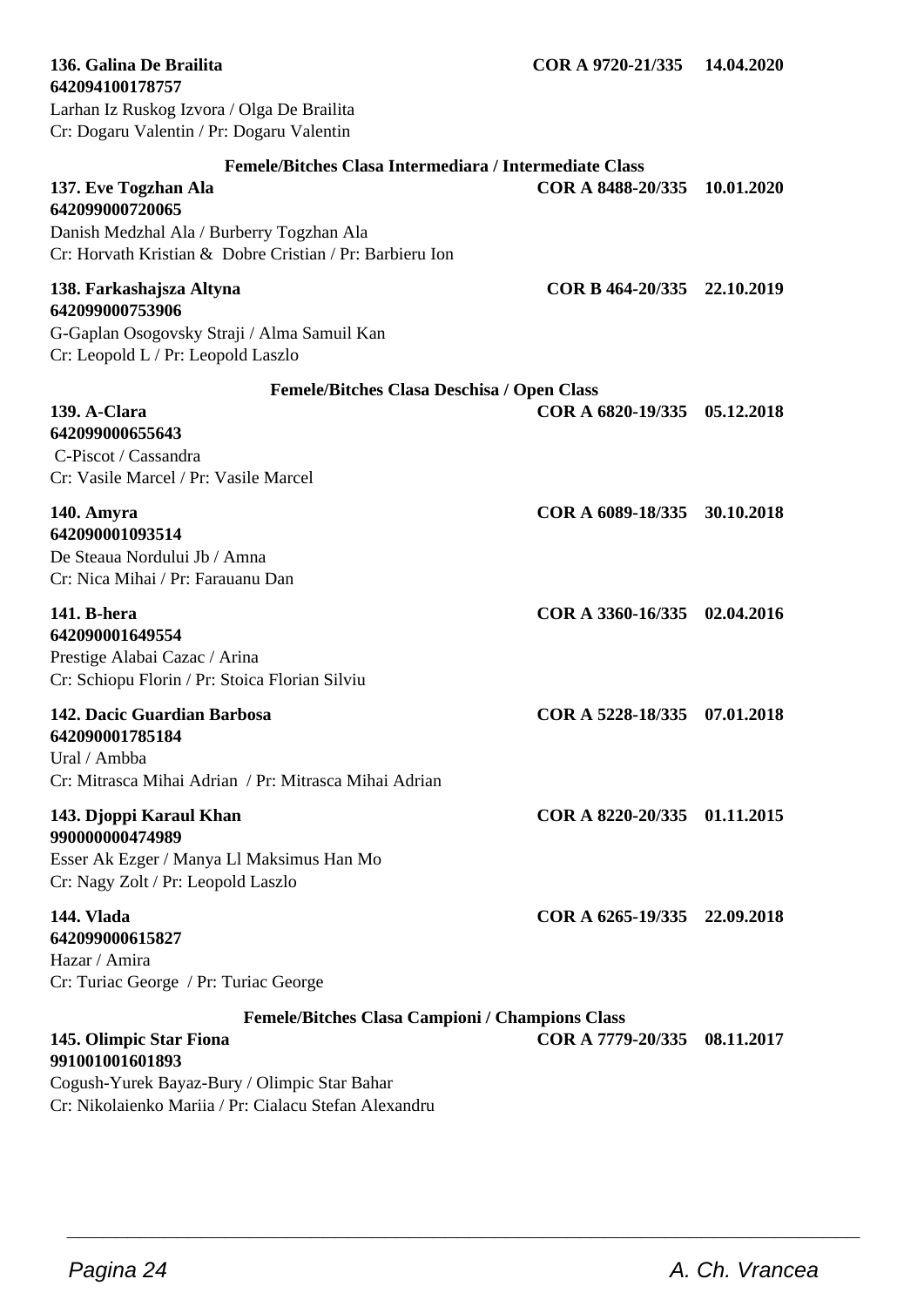**136. Galina De Brailita** **COR A 9720-21/335 14.04.2020**
**642094100178757**
Larhan Iz Ruskog Izvora / Olga De Brailita
Cr: Dogaru Valentin / Pr: Dogaru Valentin

### Femele/Bitches Clasa Intermediara / Intermediate Class

**137. Eve Togzhan Ala** **COR A 8488-20/335 10.01.2020**
**642099000720065**
Danish Medzhal Ala / Burberry Togzhan Ala
Cr: Horvath Kristian & Dobre Cristian / Pr: Barbieru Ion

**138. Farkashajsza Altyna** **COR B 464-20/335 22.10.2019**
**642099000753906**
G-Gaplan Osogovsky Straji / Alma Samuil Kan
Cr: Leopold L / Pr: Leopold Laszlo

### Femele/Bitches Clasa Deschisa / Open Class

**139. A-Clara** **COR A 6820-19/335 05.12.2018**
**642099000655643**
C-Piscot / Cassandra
Cr: Vasile Marcel / Pr: Vasile Marcel

**140. Amyra** **COR A 6089-18/335 30.10.2018**
**642090001093514**
De Steaua Nordului Jb / Amna
Cr: Nica Mihai / Pr: Farauanu Dan

**141. B-hera** **COR A 3360-16/335 02.04.2016**
**642090001649554**
Prestige Alabai Cazac / Arina
Cr: Schiopu Florin / Pr: Stoica Florian Silviu

**142. Dacic Guardian Barbosa** **COR A 5228-18/335 07.01.2018**
**642090001785184**
Ural / Ambba
Cr: Mitrasca Mihai Adrian / Pr: Mitrasca Mihai Adrian

**143. Djoppi Karaul Khan** **COR A 8220-20/335 01.11.2015**
**990000000474989**
Esser Ak Ezger / Manya Ll Maksimus Han Mo
Cr: Nagy Zolt / Pr: Leopold Laszlo

**144. Vlada** **COR A 6265-19/335 22.09.2018**
**642099000615827**
Hazar / Amira
Cr: Turiac George / Pr: Turiac George

### Femele/Bitches Clasa Campioni / Champions Class

**145. Olimpic Star Fiona** **COR A 7779-20/335 08.11.2017**
**991001001601893**
Cogush-Yurek Bayaz-Bury / Olimpic Star Bahar
Cr: Nikolaienko Mariia / Pr: Cialacu Stefan Alexandru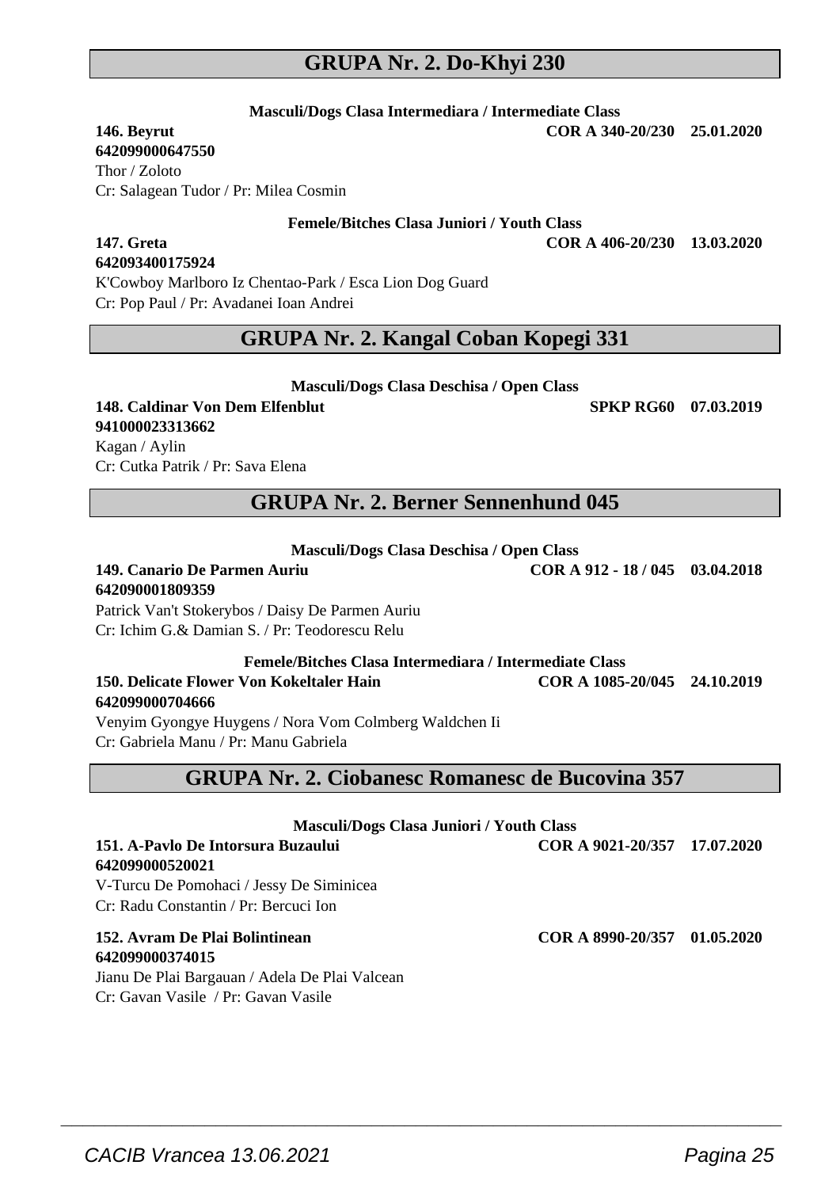## GRUPA Nr. 2. Do-Khyi 230

**Masculi/Dogs Clasa Intermediara / Intermediate Class**

**146. Beyrut** **COR A 340-20/230 25.01.2020**
**642099000647550**
Thor / Zoloto
Cr: Salagean Tudor / Pr: Milea Cosmin

**Femele/Bitches Clasa Juniori / Youth Class**

**147. Greta** **COR A 406-20/230 13.03.2020**
**642093400175924**
K'Cowboy Marlboro Iz Chentao-Park / Esca Lion Dog Guard
Cr: Pop Paul / Pr: Avadanei Ioan Andrei

## GRUPA Nr. 2. Kangal Coban Kopegi 331

**Masculi/Dogs Clasa Deschisa / Open Class**

**148. Caldinar Von Dem Elfenblut** **SPKP RG60 07.03.2019**
**941000023313662**
Kagan / Aylin
Cr: Cutka Patrik / Pr: Sava Elena

## GRUPA Nr. 2. Berner Sennenhund 045

**Masculi/Dogs Clasa Deschisa / Open Class**

**149. Canario De Parmen Auriu** **COR A 912 - 18 / 045 03.04.2018**
**642090001809359**
Patrick Van't Stokerybos / Daisy De Parmen Auriu
Cr: Ichim G.& Damian S. / Pr: Teodorescu Relu

**Femele/Bitches Clasa Intermediara / Intermediate Class**

**150. Delicate Flower Von Kokeltaler Hain** **COR A 1085-20/045 24.10.2019**
**642099000704666**
Venyim Gyongye Huygens / Nora Vom Colmberg Waldchen Ii
Cr: Gabriela Manu / Pr: Manu Gabriela

## GRUPA Nr. 2. Ciobanesc Romanesc de Bucovina 357

**Masculi/Dogs Clasa Juniori / Youth Class**

**151. A-Pavlo De Intorsura Buzaului** **COR A 9021-20/357 17.07.2020**
**642099000520021**
V-Turcu De Pomohaci / Jessy De Siminicea
Cr: Radu Constantin / Pr: Bercuci Ion

**152. Avram De Plai Bolintinean** **COR A 8990-20/357 01.05.2020**
**642099000374015**
Jianu De Plai Bargauan / Adela De Plai Valcean
Cr: Gavan Vasile / Pr: Gavan Vasile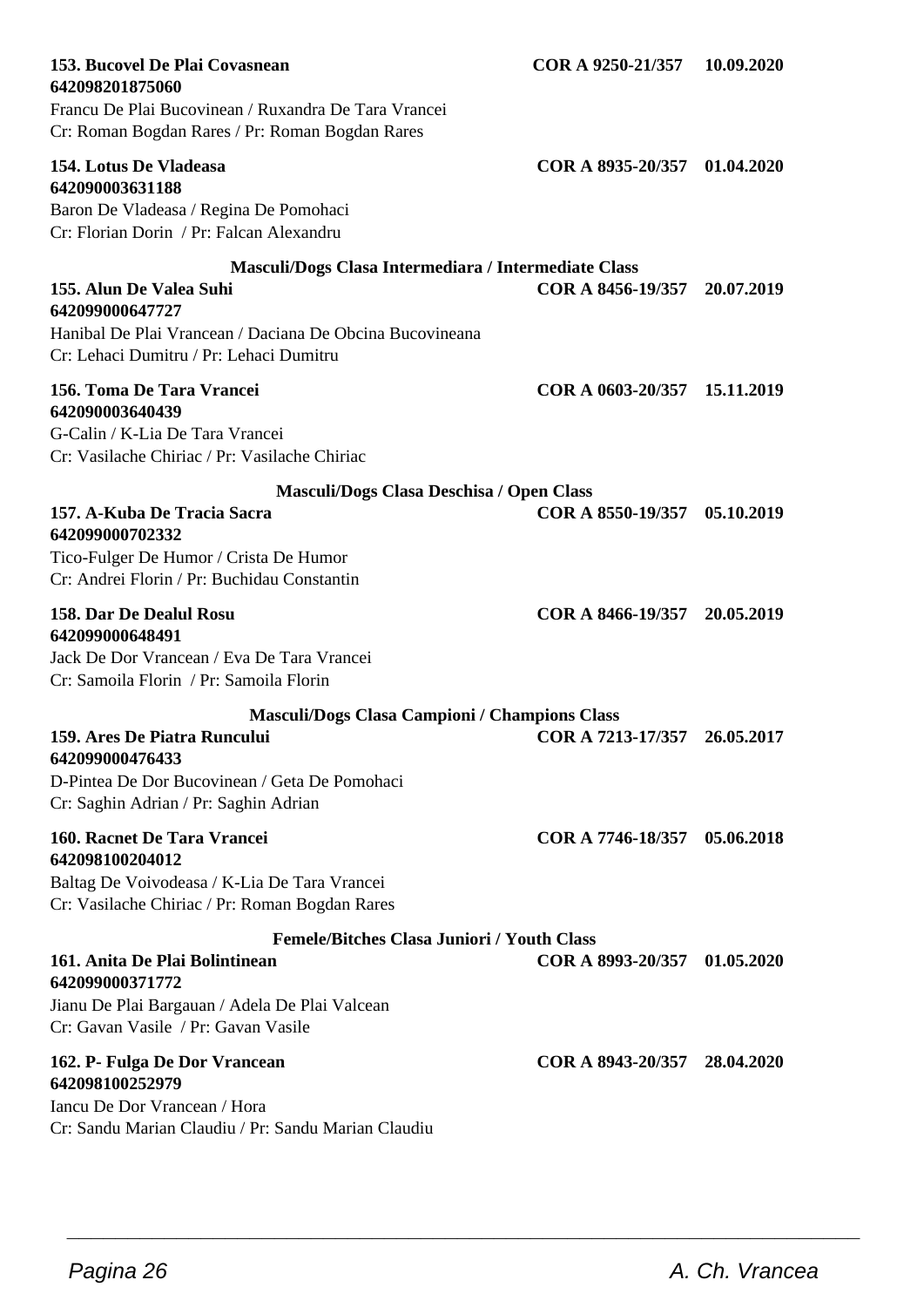**153. Bucovel De Plai Covasnean** **COR A 9250-21/357 10.09.2020**
**642098201875060**
Francu De Plai Bucovinean / Ruxandra De Tara Vrancei
Cr: Roman Bogdan Rares / Pr: Roman Bogdan Rares

**154. Lotus De Vladeasa** **COR A 8935-20/357 01.04.2020**
**642090003631188**
Baron De Vladeasa / Regina De Pomohaci
Cr: Florian Dorin / Pr: Falcan Alexandru

### Masculi/Dogs Clasa Intermediara / Intermediate Class

**155. Alun De Valea Suhi** **COR A 8456-19/357 20.07.2019**
**642099000647727**
Hanibal De Plai Vrancean / Daciana De Obcina Bucovineana
Cr: Lehaci Dumitru / Pr: Lehaci Dumitru

**156. Toma De Tara Vrancei** **COR A 0603-20/357 15.11.2019**
**642090003640439**
G-Calin / K-Lia De Tara Vrancei
Cr: Vasilache Chiriac / Pr: Vasilache Chiriac

### Masculi/Dogs Clasa Deschisa / Open Class

**157. A-Kuba De Tracia Sacra** **COR A 8550-19/357 05.10.2019**
**642099000702332**
Tico-Fulger De Humor / Crista De Humor
Cr: Andrei Florin / Pr: Buchidau Constantin

**158. Dar De Dealul Rosu** **COR A 8466-19/357 20.05.2019**
**642099000648491**
Jack De Dor Vrancean / Eva De Tara Vrancei
Cr: Samoila Florin / Pr: Samoila Florin

### Masculi/Dogs Clasa Campioni / Champions Class

**159. Ares De Piatra Runcului** **COR A 7213-17/357 26.05.2017**
**642099000476433**
D-Pintea De Dor Bucovinean / Geta De Pomohaci
Cr: Saghin Adrian / Pr: Saghin Adrian

**160. Racnet De Tara Vrancei** **COR A 7746-18/357 05.06.2018**
**642098100204012**
Baltag De Voivodeasa / K-Lia De Tara Vrancei
Cr: Vasilache Chiriac / Pr: Roman Bogdan Rares

### Femele/Bitches Clasa Juniori / Youth Class

**161. Anita De Plai Bolintinean** **COR A 8993-20/357 01.05.2020**
**642099000371772**
Jianu De Plai Bargauan / Adela De Plai Valcean
Cr: Gavan Vasile / Pr: Gavan Vasile

**162. P- Fulga De Dor Vrancean** **COR A 8943-20/357 28.04.2020**
**642098100252979**
Iancu De Dor Vrancean / Hora
Cr: Sandu Marian Claudiu / Pr: Sandu Marian Claudiu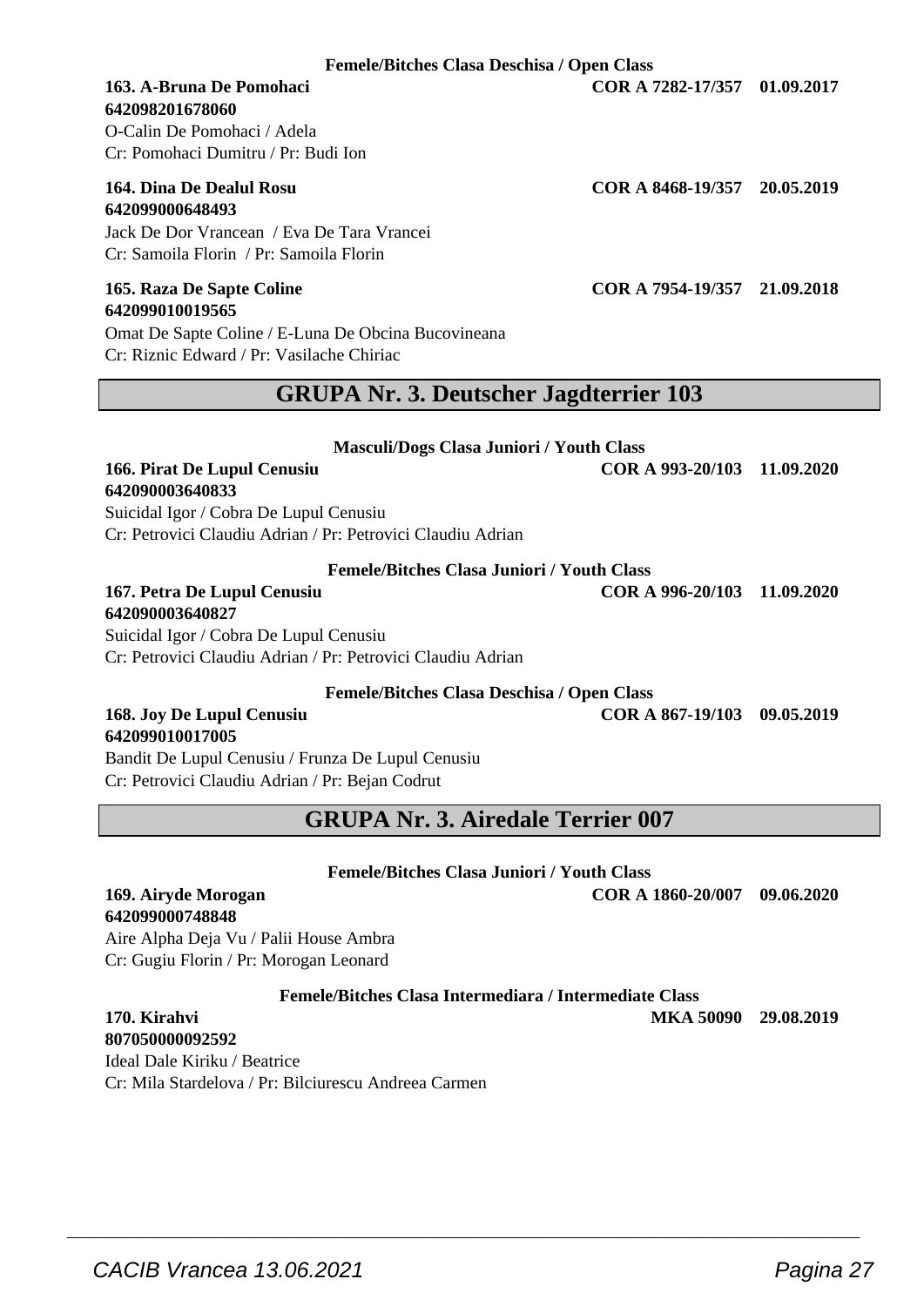**Femele/Bitches Clasa Deschisa / Open Class**

**163. A-Bruna De Pomohaci** **COR A 7282-17/357 01.09.2017**
**642098201678060**
O-Calin De Pomohaci / Adela
Cr: Pomohaci Dumitru / Pr: Budi Ion

**164. Dina De Dealul Rosu** **COR A 8468-19/357 20.05.2019**
**642099000648493**
Jack De Dor Vrancean / Eva De Tara Vrancei
Cr: Samoila Florin / Pr: Samoila Florin

**165. Raza De Sapte Coline** **COR A 7954-19/357 21.09.2018**
**642099010019565**
Omat De Sapte Coline / E-Luna De Obcina Bucovineana
Cr: Riznic Edward / Pr: Vasilache Chiriac

## GRUPA Nr. 3. Deutscher Jagdterrier 103

**Masculi/Dogs Clasa Juniori / Youth Class**

**166. Pirat De Lupul Cenusiu** **COR A 993-20/103 11.09.2020**
**642090003640833**
Suicidal Igor / Cobra De Lupul Cenusiu
Cr: Petrovici Claudiu Adrian / Pr: Petrovici Claudiu Adrian

**Femele/Bitches Clasa Juniori / Youth Class**

**167. Petra De Lupul Cenusiu** **COR A 996-20/103 11.09.2020**
**642090003640827**
Suicidal Igor / Cobra De Lupul Cenusiu
Cr: Petrovici Claudiu Adrian / Pr: Petrovici Claudiu Adrian

**Femele/Bitches Clasa Deschisa / Open Class**

**168. Joy De Lupul Cenusiu** **COR A 867-19/103 09.05.2019**
**642099010017005**
Bandit De Lupul Cenusiu / Frunza De Lupul Cenusiu
Cr: Petrovici Claudiu Adrian / Pr: Bejan Codrut

## GRUPA Nr. 3. Airedale Terrier 007

**Femele/Bitches Clasa Juniori / Youth Class**

**169. Airyde Morogan** **COR A 1860-20/007 09.06.2020**
**642099000748848**
Aire Alpha Deja Vu / Palii House Ambra
Cr: Gugiu Florin / Pr: Morogan Leonard

**Femele/Bitches Clasa Intermediara / Intermediate Class**

**170. Kirahvi** **MKA 50090 29.08.2019**
**807050000092592**
Ideal Dale Kiriku / Beatrice
Cr: Mila Stardelova / Pr: Bilciurescu Andreea Carmen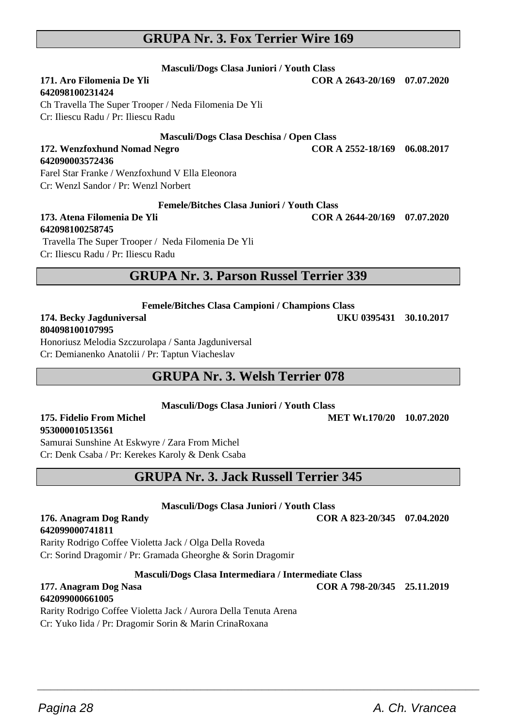## GRUPA Nr. 3. Fox Terrier Wire 169

**Masculi/Dogs Clasa Juniori / Youth Class**

**171. Aro Filomenia De Yli** **COR A 2643-20/169 07.07.2020**
**642098100231424**
Ch Travella The Super Trooper / Neda Filomenia De Yli
Cr: Iliescu Radu / Pr: Iliescu Radu

**Masculi/Dogs Clasa Deschisa / Open Class**

**172. Wenzfoxhund Nomad Negro** **COR A 2552-18/169 06.08.2017**
**642090003572436**
Farel Star Franke / Wenzfoxhund V Ella Eleonora
Cr: Wenzl Sandor / Pr: Wenzl Norbert

**Femele/Bitches Clasa Juniori / Youth Class**

**173. Atena Filomenia De Yli** **COR A 2644-20/169 07.07.2020**
**642098100258745**
Travella The Super Trooper / Neda Filomenia De Yli
Cr: Iliescu Radu / Pr: Iliescu Radu

## GRUPA Nr. 3. Parson Russel Terrier 339

**Femele/Bitches Clasa Campioni / Champions Class**

**174. Becky Jagduniversal** **UKU 0395431 30.10.2017**
**804098100107995**
Honoriusz Melodia Szczurolapa / Santa Jagduniversal
Cr: Demianenko Anatolii / Pr: Taptun Viacheslav

## GRUPA Nr. 3. Welsh Terrier 078

**Masculi/Dogs Clasa Juniori / Youth Class**

**175. Fidelio From Michel** **MET Wt.170/20 10.07.2020**
**953000010513561**
Samurai Sunshine At Eskwyre / Zara From Michel
Cr: Denk Csaba / Pr: Kerekes Karoly & Denk Csaba

## GRUPA Nr. 3. Jack Russell Terrier 345

**Masculi/Dogs Clasa Juniori / Youth Class**

**176. Anagram Dog Randy** **COR A 823-20/345 07.04.2020**
**642099000741811**
Rarity Rodrigo Coffee Violetta Jack / Olga Della Roveda
Cr: Sorind Dragomir / Pr: Gramada Gheorghe & Sorin Dragomir

**Masculi/Dogs Clasa Intermediara / Intermediate Class**

**177. Anagram Dog Nasa** **COR A 798-20/345 25.11.2019**
**642099000661005**
Rarity Rodrigo Coffee Violetta Jack / Aurora Della Tenuta Arena
Cr: Yuko Iida / Pr: Dragomir Sorin & Marin CrinaRoxana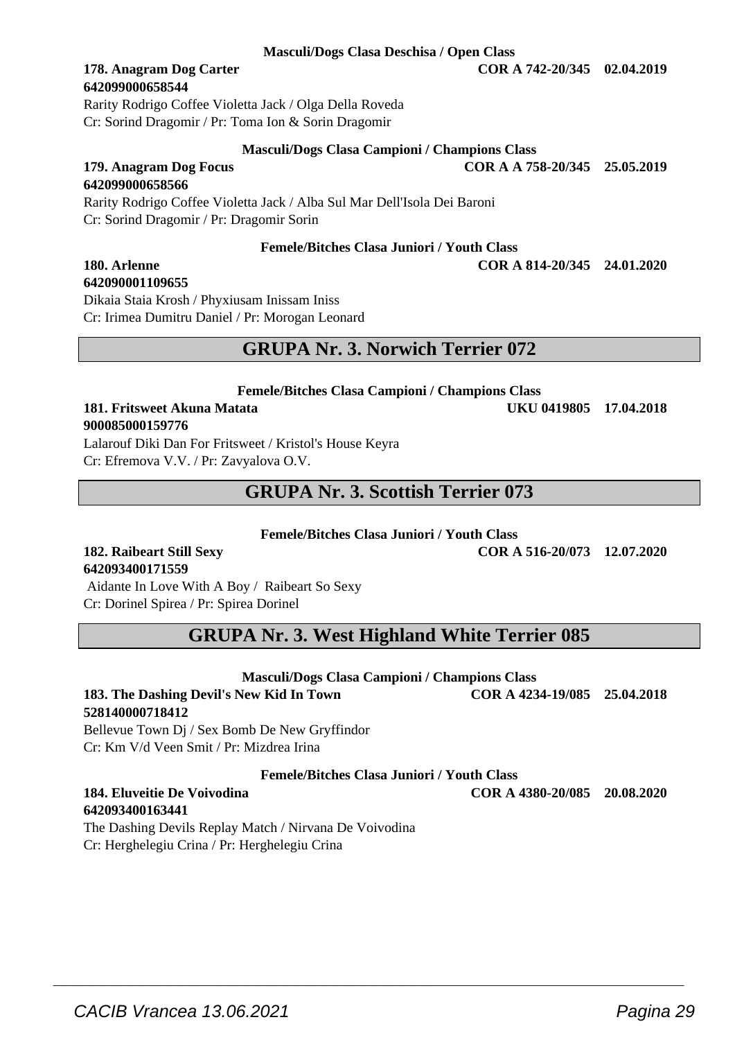**Masculi/Dogs Clasa Deschisa / Open Class**

**178. Anagram Dog Carter** **COR A 742-20/345 02.04.2019**
**642099000658544**
Rarity Rodrigo Coffee Violetta Jack / Olga Della Roveda
Cr: Sorind Dragomir / Pr: Toma Ion & Sorin Dragomir

**Masculi/Dogs Clasa Campioni / Champions Class**

**179. Anagram Dog Focus** **COR A A 758-20/345 25.05.2019**
**642099000658566**
Rarity Rodrigo Coffee Violetta Jack / Alba Sul Mar Dell'Isola Dei Baroni
Cr: Sorind Dragomir / Pr: Dragomir Sorin

**Femele/Bitches Clasa Juniori / Youth Class**

**180. Arlenne** **COR A 814-20/345 24.01.2020**
**642090001109655**
Dikaia Staia Krosh / Phyxiusam Inissam Iniss
Cr: Irimea Dumitru Daniel / Pr: Morogan Leonard

## GRUPA Nr. 3. Norwich Terrier 072

**Femele/Bitches Clasa Campioni / Champions Class**

**181. Fritsweet Akuna Matata** **UKU 0419805 17.04.2018**
**900085000159776**
Lalarouf Diki Dan For Fritsweet / Kristol's House Keyra
Cr: Efremova V.V. / Pr: Zavyalova O.V.

## GRUPA Nr. 3. Scottish Terrier 073

**Femele/Bitches Clasa Juniori / Youth Class**

**182. Raibeart Still Sexy** **COR A 516-20/073 12.07.2020**
**642093400171559**
Aidante In Love With A Boy / Raibeart So Sexy
Cr: Dorinel Spirea / Pr: Spirea Dorinel

## GRUPA Nr. 3. West Highland White Terrier 085

**Masculi/Dogs Clasa Campioni / Champions Class**

**183. The Dashing Devil's New Kid In Town** **COR A 4234-19/085 25.04.2018**
**528140000718412**
Bellevue Town Dj / Sex Bomb De New Gryffindor
Cr: Km V/d Veen Smit / Pr: Mizdrea Irina

**Femele/Bitches Clasa Juniori / Youth Class**

**184. Eluveitie De Voivodina** **COR A 4380-20/085 20.08.2020**
**642093400163441**
The Dashing Devils Replay Match / Nirvana De Voivodina
Cr: Herghelegiu Crina / Pr: Herghelegiu Crina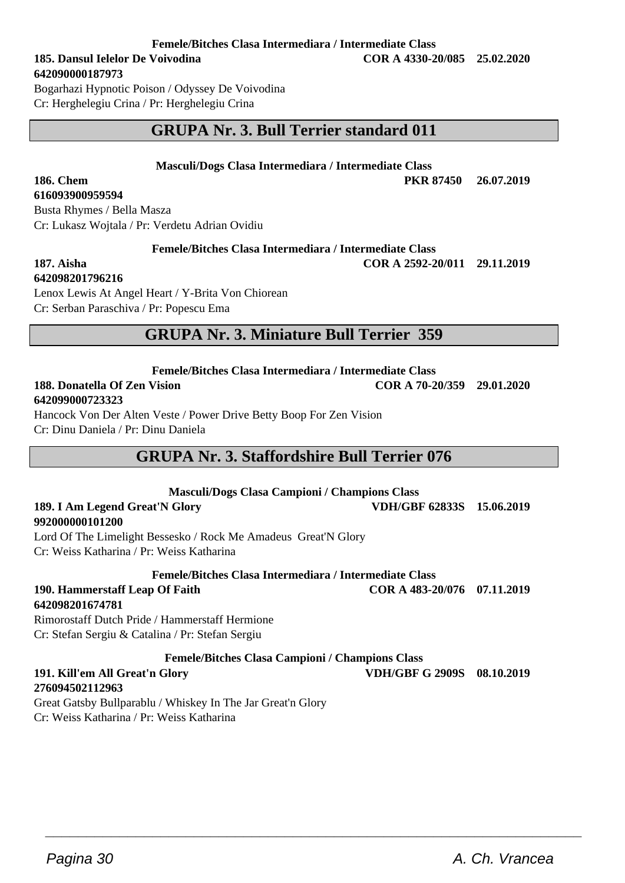**Femele/Bitches Clasa Intermediara / Intermediate Class**

**185. Dansul Ielelor De Voivodina** **COR A 4330-20/085 25.02.2020**
**642090000187973**
Bogarhazi Hypnotic Poison / Odyssey De Voivodina
Cr: Herghelegiu Crina / Pr: Herghelegiu Crina

## GRUPA Nr. 3. Bull Terrier standard 011

**Masculi/Dogs Clasa Intermediara / Intermediate Class**

**186. Chem** **PKR 87450 26.07.2019**
**616093900959594**
Busta Rhymes / Bella Masza
Cr: Lukasz Wojtala / Pr: Verdetu Adrian Ovidiu

**Femele/Bitches Clasa Intermediara / Intermediate Class**

**187. Aisha** **COR A 2592-20/011 29.11.2019**
**642098201796216**
Lenox Lewis At Angel Heart / Y-Brita Von Chiorean
Cr: Serban Paraschiva / Pr: Popescu Ema

## GRUPA Nr. 3. Miniature Bull Terrier 359

**Femele/Bitches Clasa Intermediara / Intermediate Class**

**188. Donatella Of Zen Vision** **COR A 70-20/359 29.01.2020**
**642099000723323**
Hancock Von Der Alten Veste / Power Drive Betty Boop For Zen Vision
Cr: Dinu Daniela / Pr: Dinu Daniela

## GRUPA Nr. 3. Staffordshire Bull Terrier 076

**Masculi/Dogs Clasa Campioni / Champions Class**

**189. I Am Legend Great'N Glory** **VDH/GBF 62833S 15.06.2019**
**992000000101200**
Lord Of The Limelight Bessesko / Rock Me Amadeus Great'N Glory
Cr: Weiss Katharina / Pr: Weiss Katharina

**Femele/Bitches Clasa Intermediara / Intermediate Class**

**190. Hammerstaff Leap Of Faith** **COR A 483-20/076 07.11.2019**
**642098201674781**
Rimorostaff Dutch Pride / Hammerstaff Hermione
Cr: Stefan Sergiu & Catalina / Pr: Stefan Sergiu

**Femele/Bitches Clasa Campioni / Champions Class**

**191. Kill'em All Great'n Glory** **VDH/GBF G 2909S 08.10.2019**
**276094502112963**
Great Gatsby Bullparablu / Whiskey In The Jar Great'n Glory
Cr: Weiss Katharina / Pr: Weiss Katharina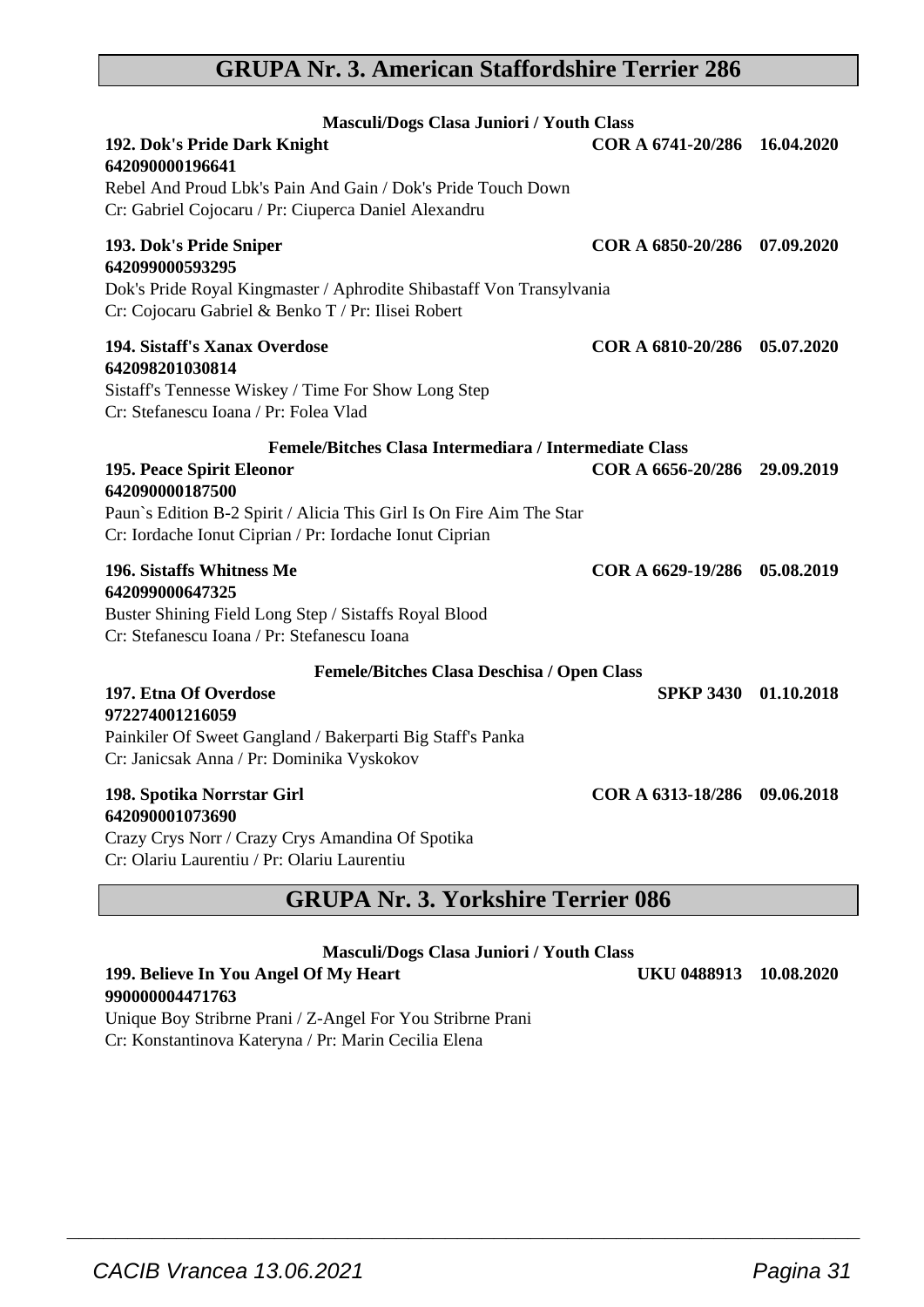## GRUPA Nr. 3. American Staffordshire Terrier 286

**Masculi/Dogs Clasa Juniori / Youth Class**

**192. Dok's Pride Dark Knight** **COR A 6741-20/286 16.04.2020**
**642090000196641**
Rebel And Proud Lbk's Pain And Gain / Dok's Pride Touch Down
Cr: Gabriel Cojocaru / Pr: Ciuperca Daniel Alexandru

**193. Dok's Pride Sniper** **COR A 6850-20/286 07.09.2020**
**642099000593295**
Dok's Pride Royal Kingmaster / Aphrodite Shibastaff Von Transylvania
Cr: Cojocaru Gabriel & Benko T / Pr: Ilisei Robert

**194. Sistaff's Xanax Overdose** **COR A 6810-20/286 05.07.2020**
**642098201030814**
Sistaff's Tennesse Wiskey / Time For Show Long Step
Cr: Stefanescu Ioana / Pr: Folea Vlad

**Femele/Bitches Clasa Intermediara / Intermediate Class**

**195. Peace Spirit Eleonor** **COR A 6656-20/286 29.09.2019**
**642090000187500**
Paun`s Edition B-2 Spirit / Alicia This Girl Is On Fire Aim The Star
Cr: Iordache Ionut Ciprian / Pr: Iordache Ionut Ciprian

**196. Sistaffs Whitness Me** **COR A 6629-19/286 05.08.2019**
**642099000647325**
Buster Shining Field Long Step / Sistaffs Royal Blood
Cr: Stefanescu Ioana / Pr: Stefanescu Ioana

**Femele/Bitches Clasa Deschisa / Open Class**

**197. Etna Of Overdose** **SPKP 3430 01.10.2018**
**972274001216059**
Painkiler Of Sweet Gangland / Bakerparti Big Staff's Panka
Cr: Janicsak Anna / Pr: Dominika Vyskokov

**198. Spotika Norrstar Girl** **COR A 6313-18/286 09.06.2018**
**642090001073690**
Crazy Crys Norr / Crazy Crys Amandina Of Spotika
Cr: Olariu Laurentiu / Pr: Olariu Laurentiu

## GRUPA Nr. 3. Yorkshire Terrier 086

**Masculi/Dogs Clasa Juniori / Youth Class**

**199. Believe In You Angel Of My Heart** **UKU 0488913 10.08.2020**
**990000004471763**
Unique Boy Stribrne Prani / Z-Angel For You Stribrne Prani
Cr: Konstantinova Kateryna / Pr: Marin Cecilia Elena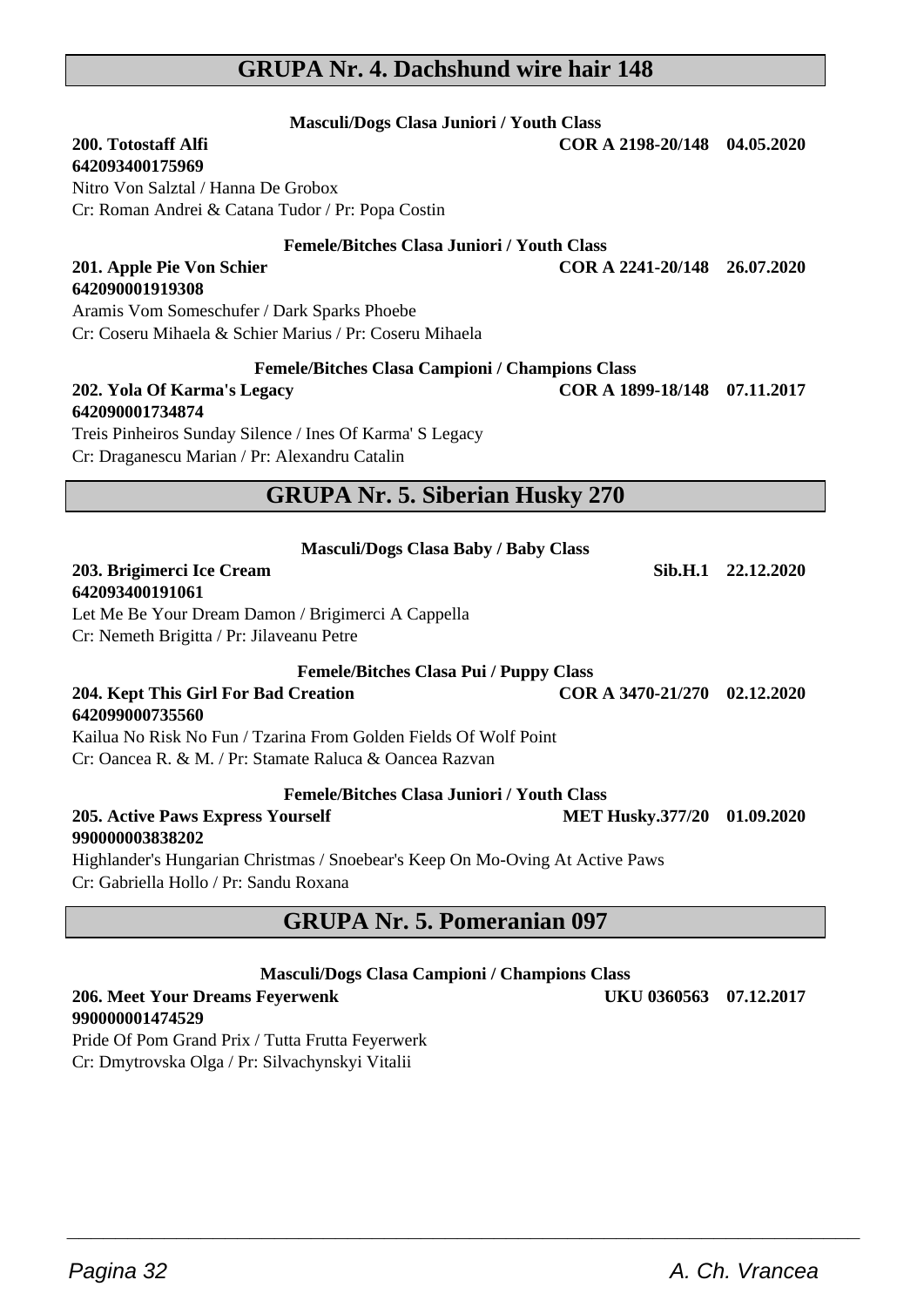## GRUPA Nr. 4. Dachshund wire hair 148

**Masculi/Dogs Clasa Juniori / Youth Class**

**200. Totostaff Alfi** **COR A 2198-20/148 04.05.2020**
**642093400175969**
Nitro Von Salztal / Hanna De Grobox
Cr: Roman Andrei & Catana Tudor / Pr: Popa Costin

**Femele/Bitches Clasa Juniori / Youth Class**

**201. Apple Pie Von Schier** **COR A 2241-20/148 26.07.2020**
**642090001919308**
Aramis Vom Someschufer / Dark Sparks Phoebe
Cr: Coseru Mihaela & Schier Marius / Pr: Coseru Mihaela

**Femele/Bitches Clasa Campioni / Champions Class**

**202. Yola Of Karma's Legacy** **COR A 1899-18/148 07.11.2017**
**642090001734874**
Treis Pinheiros Sunday Silence / Ines Of Karma' S Legacy
Cr: Draganescu Marian / Pr: Alexandru Catalin

## GRUPA Nr. 5. Siberian Husky 270

**Masculi/Dogs Clasa Baby / Baby Class**

**203. Brigimerci Ice Cream** **Sib.H.1 22.12.2020**
**642093400191061**
Let Me Be Your Dream Damon / Brigimerci A Cappella
Cr: Nemeth Brigitta / Pr: Jilaveanu Petre

**Femele/Bitches Clasa Pui / Puppy Class**

**204. Kept This Girl For Bad Creation** **COR A 3470-21/270 02.12.2020**
**642099000735560**
Kailua No Risk No Fun / Tzarina From Golden Fields Of Wolf Point
Cr: Oancea R. & M. / Pr: Stamate Raluca & Oancea Razvan

**Femele/Bitches Clasa Juniori / Youth Class**

**205. Active Paws Express Yourself** **MET Husky.377/20 01.09.2020**
**990000003838202**
Highlander's Hungarian Christmas / Snoebear's Keep On Mo-Oving At Active Paws
Cr: Gabriella Hollo / Pr: Sandu Roxana

## GRUPA Nr. 5. Pomeranian 097

**Masculi/Dogs Clasa Campioni / Champions Class**

**206. Meet Your Dreams Feyerwenk** **UKU 0360563 07.12.2017**
**990000001474529**
Pride Of Pom Grand Prix / Tutta Frutta Feyerwerk
Cr: Dmytrovska Olga / Pr: Silvachynskyi Vitalii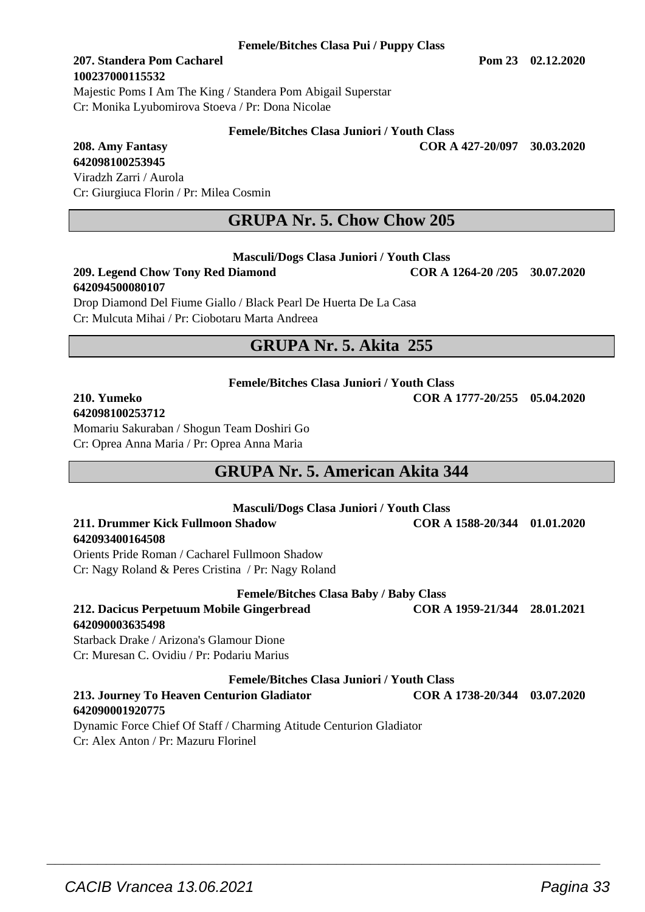**Femele/Bitches Clasa Pui / Puppy Class**

**207. Standera Pom Cacharel** **Pom 23** **02.12.2020**
**100237000115532**
Majestic Poms I Am The King / Standera Pom Abigail Superstar
Cr: Monika Lyubomirova Stoeva / Pr: Dona Nicolae

**Femele/Bitches Clasa Juniori / Youth Class**

**208. Amy Fantasy** **COR A 427-20/097** **30.03.2020**
**642098100253945**
Viradzh Zarri / Aurola
Cr: Giurgiuca Florin / Pr: Milea Cosmin

## GRUPA Nr. 5. Chow Chow 205

**Masculi/Dogs Clasa Juniori / Youth Class**

**209. Legend Chow Tony Red Diamond** **COR A 1264-20 /205** **30.07.2020**
**642094500080107**
Drop Diamond Del Fiume Giallo / Black Pearl De Huerta De La Casa
Cr: Mulcuta Mihai / Pr: Ciobotaru Marta Andreea

## GRUPA Nr. 5. Akita 255

**Femele/Bitches Clasa Juniori / Youth Class**

**210. Yumeko** **COR A 1777-20/255** **05.04.2020**
**642098100253712**
Momariu Sakuraban / Shogun Team Doshiri Go
Cr: Oprea Anna Maria / Pr: Oprea Anna Maria

## GRUPA Nr. 5. American Akita 344

**Masculi/Dogs Clasa Juniori / Youth Class**

**211. Drummer Kick Fullmoon Shadow** **COR A 1588-20/344** **01.01.2020**
**642093400164508**
Orients Pride Roman / Cacharel Fullmoon Shadow
Cr: Nagy Roland & Peres Cristina / Pr: Nagy Roland

**Femele/Bitches Clasa Baby / Baby Class**

**212. Dacicus Perpetuum Mobile Gingerbread** **COR A 1959-21/344** **28.01.2021**
**642090003635498**
Starback Drake / Arizona's Glamour Dione
Cr: Muresan C. Ovidiu / Pr: Podariu Marius

**Femele/Bitches Clasa Juniori / Youth Class**

**213. Journey To Heaven Centurion Gladiator** **COR A 1738-20/344** **03.07.2020**
**642090001920775**
Dynamic Force Chief Of Staff / Charming Atitude Centurion Gladiator
Cr: Alex Anton / Pr: Mazuru Florinel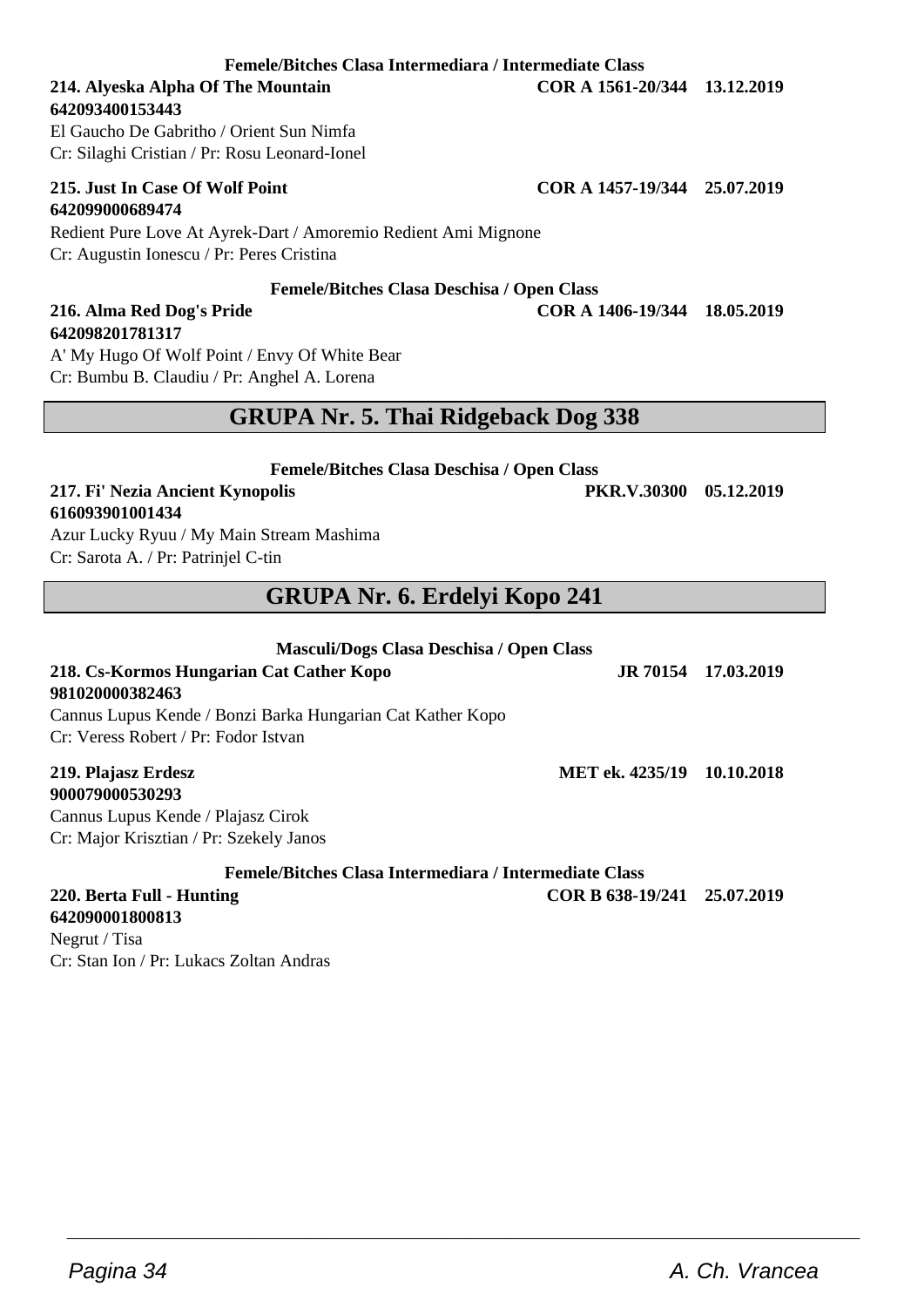**Femele/Bitches Clasa Intermediara / Intermediate Class**

**214. Alyeska Alpha Of The Mountain** **COR A 1561-20/344 13.12.2019**
**642093400153443**
El Gaucho De Gabritho / Orient Sun Nimfa
Cr: Silaghi Cristian / Pr: Rosu Leonard-Ionel

**215. Just In Case Of Wolf Point** **COR A 1457-19/344 25.07.2019**
**642099000689474**
Redient Pure Love At Ayrek-Dart / Amoremio Redient Ami Mignone
Cr: Augustin Ionescu / Pr: Peres Cristina

**Femele/Bitches Clasa Deschisa / Open Class**

**216. Alma Red Dog's Pride** **COR A 1406-19/344 18.05.2019**
**642098201781317**
A' My Hugo Of Wolf Point / Envy Of White Bear
Cr: Bumbu B. Claudiu / Pr: Anghel A. Lorena

## GRUPA Nr. 5. Thai Ridgeback Dog 338

**Femele/Bitches Clasa Deschisa / Open Class**

**217. Fi' Nezia Ancient Kynopolis** **PKR.V.30300 05.12.2019**
**616093901001434**
Azur Lucky Ryuu / My Main Stream Mashima
Cr: Sarota A. / Pr: Patrinjel C-tin

## GRUPA Nr. 6. Erdelyi Kopo 241

**Masculi/Dogs Clasa Deschisa / Open Class**

**218. Cs-Kormos Hungarian Cat Cather Kopo** **JR 70154 17.03.2019**
**981020000382463**
Cannus Lupus Kende / Bonzi Barka Hungarian Cat Kather Kopo
Cr: Veress Robert / Pr: Fodor Istvan

**219. Plajasz Erdesz** **MET ek. 4235/19 10.10.2018**
**900079000530293**
Cannus Lupus Kende / Plajasz Cirok
Cr: Major Krisztian / Pr: Szekely Janos

**Femele/Bitches Clasa Intermediara / Intermediate Class**

**220. Berta Full - Hunting** **COR B 638-19/241 25.07.2019**
**642090001800813**
Negrut / Tisa
Cr: Stan Ion / Pr: Lukacs Zoltan Andras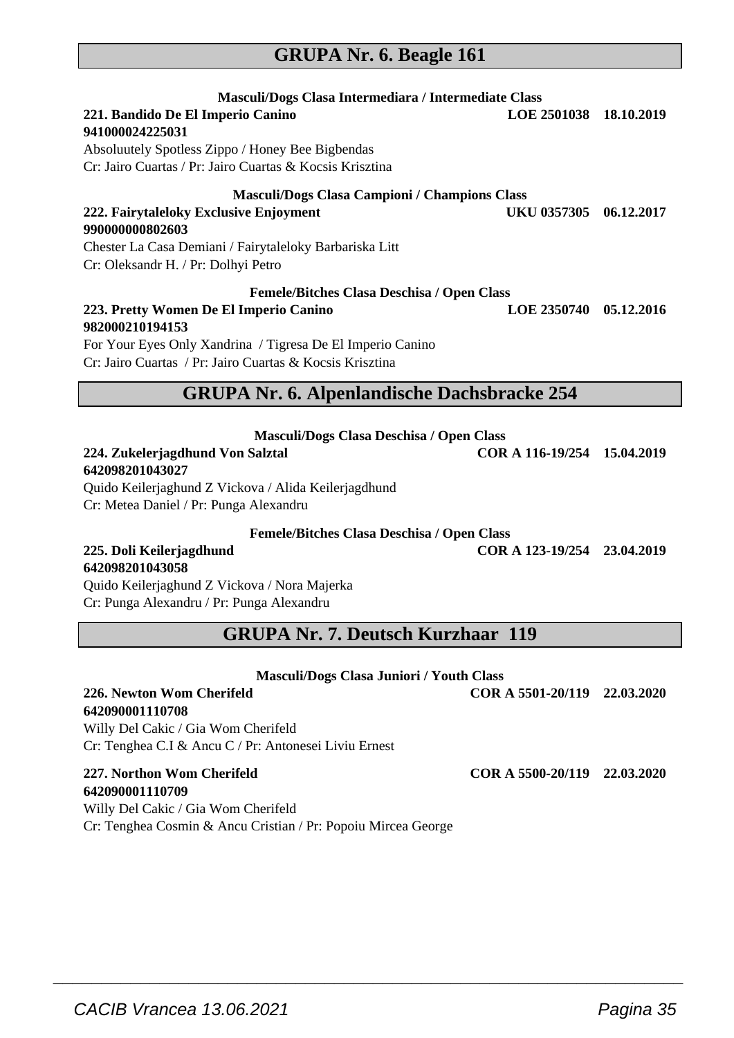## GRUPA Nr. 6. Beagle 161

**Masculi/Dogs Clasa Intermediara / Intermediate Class**

**221. Bandido De El Imperio Canino** **LOE 2501038 18.10.2019**
**941000024225031**
Absoluutely Spotless Zippo / Honey Bee Bigbendas
Cr: Jairo Cuartas / Pr: Jairo Cuartas & Kocsis Krisztina

**Masculi/Dogs Clasa Campioni / Champions Class**

**222. Fairytaleloky Exclusive Enjoyment** **UKU 0357305 06.12.2017**
**990000000802603**
Chester La Casa Demiani / Fairytaleloky Barbariska Litt
Cr: Oleksandr H. / Pr: Dolhyi Petro

**Femele/Bitches Clasa Deschisa / Open Class**

**223. Pretty Women De El Imperio Canino** **LOE 2350740 05.12.2016**
**982000210194153**
For Your Eyes Only Xandrina / Tigresa De El Imperio Canino
Cr: Jairo Cuartas / Pr: Jairo Cuartas & Kocsis Krisztina

## GRUPA Nr. 6. Alpenlandische Dachsbracke 254

**Masculi/Dogs Clasa Deschisa / Open Class**

**224. Zukelerjagdhund Von Salztal** **COR A 116-19/254 15.04.2019**
**642098201043027**
Quido Keilerjaghund Z Vickova / Alida Keilerjagdhund
Cr: Metea Daniel / Pr: Punga Alexandru

**Femele/Bitches Clasa Deschisa / Open Class**

**225. Doli Keilerjagdhund** **COR A 123-19/254 23.04.2019**
**642098201043058**
Quido Keilerjaghund Z Vickova / Nora Majerka
Cr: Punga Alexandru / Pr: Punga Alexandru

## GRUPA Nr. 7. Deutsch Kurzhaar 119

**Masculi/Dogs Clasa Juniori / Youth Class**

**226. Newton Wom Cherifeld** **COR A 5501-20/119 22.03.2020**
**642090001110708**
Willy Del Cakic / Gia Wom Cherifeld
Cr: Tenghea C.I & Ancu C / Pr: Antonesei Liviu Ernest

**227. Northon Wom Cherifeld** **COR A 5500-20/119 22.03.2020**
**642090001110709**
Willy Del Cakic / Gia Wom Cherifeld
Cr: Tenghea Cosmin & Ancu Cristian / Pr: Popoiu Mircea George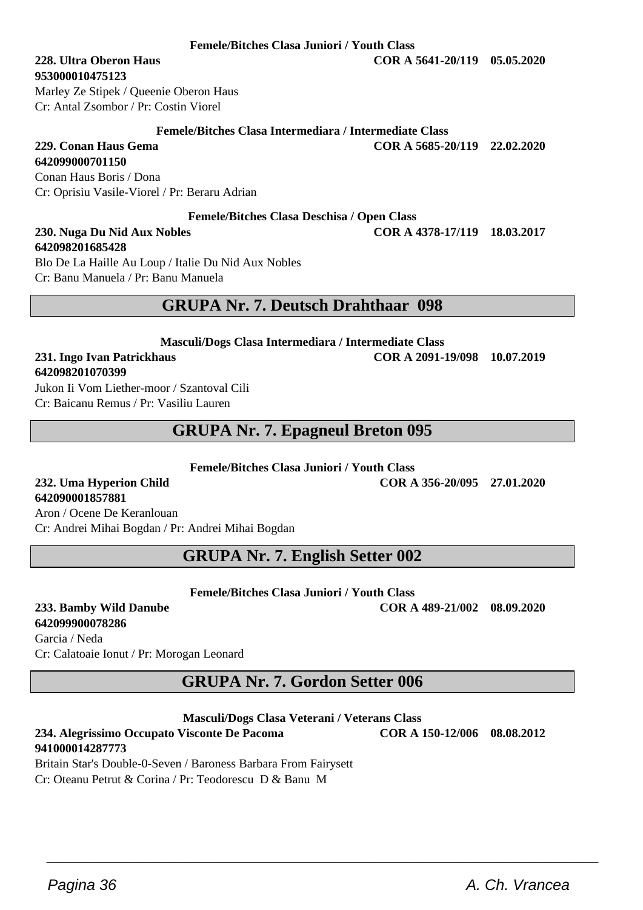**Femele/Bitches Clasa Juniori / Youth Class**

**228. Ultra Oberon Haus** **COR A 5641-20/119 05.05.2020**
**953000010475123**
Marley Ze Stipek / Queenie Oberon Haus
Cr: Antal Zsombor / Pr: Costin Viorel

**Femele/Bitches Clasa Intermediara / Intermediate Class**

**229. Conan Haus Gema** **COR A 5685-20/119 22.02.2020**
**642099000701150**
Conan Haus Boris / Dona
Cr: Oprisiu Vasile-Viorel / Pr: Beraru Adrian

**Femele/Bitches Clasa Deschisa / Open Class**

**230. Nuga Du Nid Aux Nobles** **COR A 4378-17/119 18.03.2017**
**642098201685428**
Blo De La Haille Au Loup / Italie Du Nid Aux Nobles
Cr: Banu Manuela / Pr: Banu Manuela

## GRUPA Nr. 7. Deutsch Drahthaar 098

**Masculi/Dogs Clasa Intermediara / Intermediate Class**

**231. Ingo Ivan Patrickhaus** **COR A 2091-19/098 10.07.2019**
**642098201070399**
Jukon Ii Vom Liether-moor / Szantoval Cili
Cr: Baicanu Remus / Pr: Vasiliu Lauren

## GRUPA Nr. 7. Epagneul Breton 095

**Femele/Bitches Clasa Juniori / Youth Class**

**232. Uma Hyperion Child** **COR A 356-20/095 27.01.2020**
**642090001857881**
Aron / Ocene De Keranlouan
Cr: Andrei Mihai Bogdan / Pr: Andrei Mihai Bogdan

## GRUPA Nr. 7. English Setter 002

**Femele/Bitches Clasa Juniori / Youth Class**

**233. Bamby Wild Danube** **COR A 489-21/002 08.09.2020**
**642099900078286**
Garcia / Neda
Cr: Calatoaie Ionut / Pr: Morogan Leonard

## GRUPA Nr. 7. Gordon Setter 006

**Masculi/Dogs Clasa Veterani / Veterans Class**

**234. Alegrissimo Occupato Visconte De Pacoma** **COR A 150-12/006 08.08.2012**
**941000014287773**
Britain Star's Double-0-Seven / Baroness Barbara From Fairysett
Cr: Oteanu Petrut & Corina / Pr: Teodorescu D & Banu M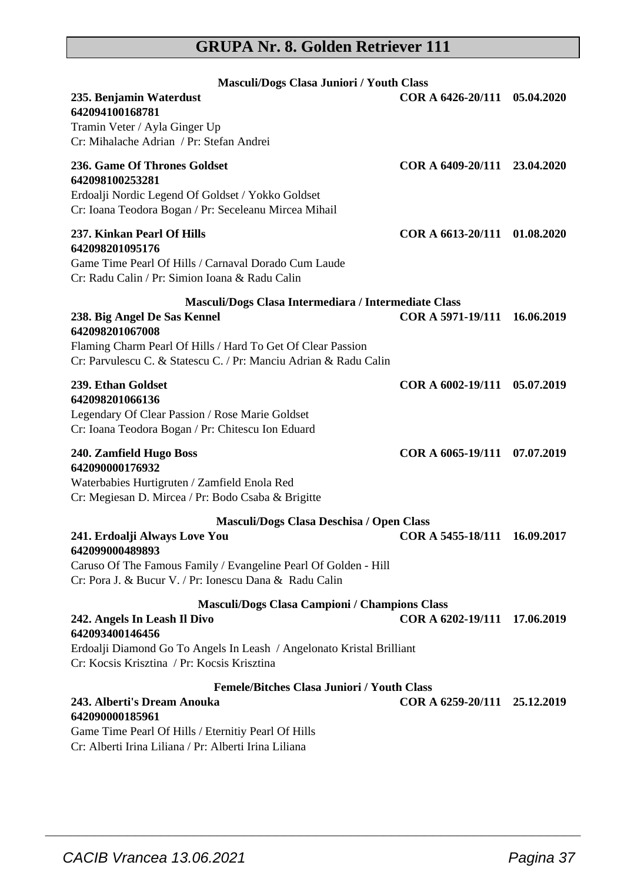# GRUPA Nr. 8. Golden Retriever 111

### Masculi/Dogs Clasa Juniori / Youth Class

**235. Benjamin Waterdust** **COR A 6426-20/111 05.04.2020**
**642094100168781**
Tramin Veter / Ayla Ginger Up
Cr: Mihalache Adrian / Pr: Stefan Andrei

**236. Game Of Thrones Goldset** **COR A 6409-20/111 23.04.2020**
**642098100253281**
Erdoalji Nordic Legend Of Goldset / Yokko Goldset
Cr: Ioana Teodora Bogan / Pr: Seceleanu Mircea Mihail

**237. Kinkan Pearl Of Hills** **COR A 6613-20/111 01.08.2020**
**642098201095176**
Game Time Pearl Of Hills / Carnaval Dorado Cum Laude
Cr: Radu Calin / Pr: Simion Ioana & Radu Calin

### Masculi/Dogs Clasa Intermediara / Intermediate Class

**238. Big Angel De Sas Kennel** **COR A 5971-19/111 16.06.2019**
**642098201067008**
Flaming Charm Pearl Of Hills / Hard To Get Of Clear Passion
Cr: Parvulescu C. & Statescu C. / Pr: Manciu Adrian & Radu Calin

**239. Ethan Goldset** **COR A 6002-19/111 05.07.2019**
**642098201066136**
Legendary Of Clear Passion / Rose Marie Goldset
Cr: Ioana Teodora Bogan / Pr: Chitescu Ion Eduard

**240. Zamfield Hugo Boss** **COR A 6065-19/111 07.07.2019**
**642090000176932**
Waterbabies Hurtigruten / Zamfield Enola Red
Cr: Megiesan D. Mircea / Pr: Bodo Csaba & Brigitte

### Masculi/Dogs Clasa Deschisa / Open Class

**241. Erdoalji Always Love You** **COR A 5455-18/111 16.09.2017**
**642099000489893**
Caruso Of The Famous Family / Evangeline Pearl Of Golden - Hill
Cr: Pora J. & Bucur V. / Pr: Ionescu Dana & Radu Calin

### Masculi/Dogs Clasa Campioni / Champions Class

**242. Angels In Leash Il Divo** **COR A 6202-19/111 17.06.2019**
**642093400146456**
Erdoalji Diamond Go To Angels In Leash / Angelonato Kristal Brilliant
Cr: Kocsis Krisztina / Pr: Kocsis Krisztina

### Femele/Bitches Clasa Juniori / Youth Class

**243. Alberti's Dream Anouka** **COR A 6259-20/111 25.12.2019**
**642090000185961**
Game Time Pearl Of Hills / Eternitiy Pearl Of Hills
Cr: Alberti Irina Liliana / Pr: Alberti Irina Liliana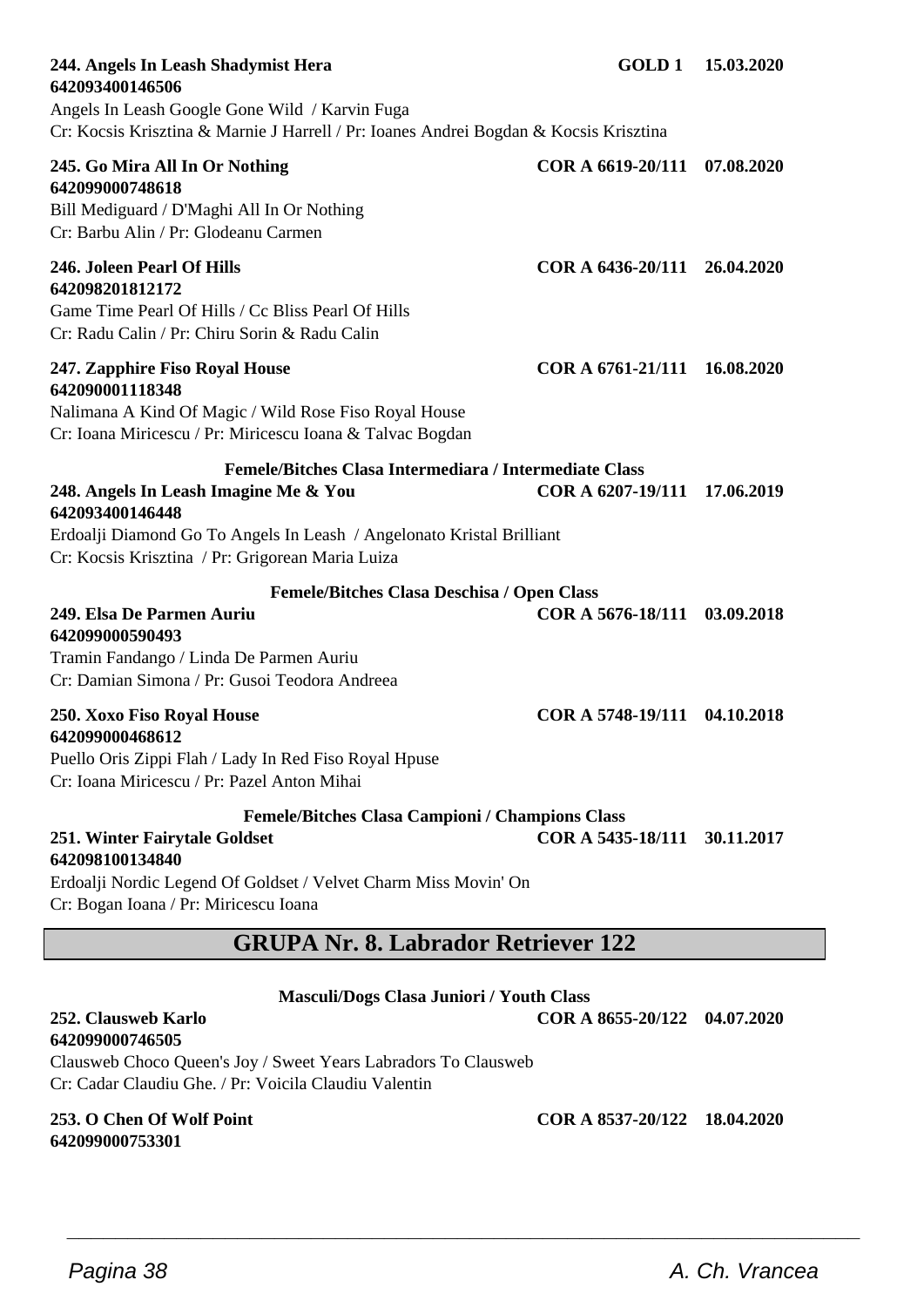**244. Angels In Leash Shadymist Hera** GOLD 1 15.03.2020
**642093400146506**
Angels In Leash Google Gone Wild / Karvin Fuga
Cr: Kocsis Krisztina & Marnie J Harrell / Pr: Ioanes Andrei Bogdan & Kocsis Krisztina

**245. Go Mira All In Or Nothing** COR A 6619-20/111 07.08.2020
**642099000748618**
Bill Mediguard / D'Maghi All In Or Nothing
Cr: Barbu Alin / Pr: Glodeanu Carmen

**246. Joleen Pearl Of Hills** COR A 6436-20/111 26.04.2020
**642098201812172**
Game Time Pearl Of Hills / Cc Bliss Pearl Of Hills
Cr: Radu Calin / Pr: Chiru Sorin & Radu Calin

**247. Zapphire Fiso Royal House** COR A 6761-21/111 16.08.2020
**642090001118348**
Nalimana A Kind Of Magic / Wild Rose Fiso Royal House
Cr: Ioana Miricescu / Pr: Miricescu Ioana & Talvac Bogdan

**Femele/Bitches Clasa Intermediara / Intermediate Class**

**248. Angels In Leash Imagine Me & You** COR A 6207-19/111 17.06.2019
**642093400146448**
Erdoalji Diamond Go To Angels In Leash / Angelonato Kristal Brilliant
Cr: Kocsis Krisztina / Pr: Grigorean Maria Luiza

**Femele/Bitches Clasa Deschisa / Open Class**

**249. Elsa De Parmen Auriu** COR A 5676-18/111 03.09.2018
**642099000590493**
Tramin Fandango / Linda De Parmen Auriu
Cr: Damian Simona / Pr: Gusoi Teodora Andreea

**250. Xoxo Fiso Royal House** COR A 5748-19/111 04.10.2018
**642099000468612**
Puello Oris Zippi Flah / Lady In Red Fiso Royal Hpuse
Cr: Ioana Miricescu / Pr: Pazel Anton Mihai

**Femele/Bitches Clasa Campioni / Champions Class**

**251. Winter Fairytale Goldset** COR A 5435-18/111 30.11.2017
**642098100134840**
Erdoalji Nordic Legend Of Goldset / Velvet Charm Miss Movin' On
Cr: Bogan Ioana / Pr: Miricescu Ioana

## GRUPA Nr. 8. Labrador Retriever 122

**Masculi/Dogs Clasa Juniori / Youth Class**

**252. Clausweb Karlo** COR A 8655-20/122 04.07.2020
**642099000746505**
Clausweb Choco Queen's Joy / Sweet Years Labradors To Clausweb
Cr: Cadar Claudiu Ghe. / Pr: Voicila Claudiu Valentin

**253. O Chen Of Wolf Point** COR A 8537-20/122 18.04.2020
**642099000753301**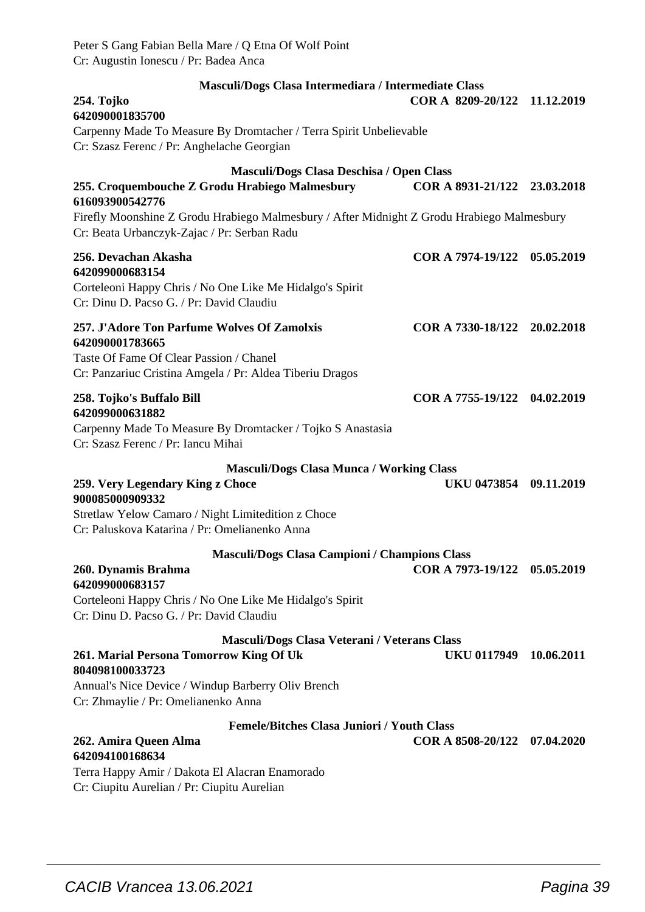Peter S Gang Fabian Bella Mare / Q Etna Of Wolf Point
Cr: Augustin Ionescu / Pr: Badea Anca

**Masculi/Dogs Clasa Intermediara / Intermediate Class**

**254. Tojko** **COR A 8209-20/122 11.12.2019**
**642090001835700**
Carpenny Made To Measure By Dromtacher / Terra Spirit Unbelievable
Cr: Szasz Ferenc / Pr: Anghelache Georgian

**Masculi/Dogs Clasa Deschisa / Open Class**

**255. Croquembouche Z Grodu Hrabiego Malmesbury** **COR A 8931-21/122 23.03.2018**
**616093900542776**
Firefly Moonshine Z Grodu Hrabiego Malmesbury / After Midnight Z Grodu Hrabiego Malmesbury
Cr: Beata Urbanczyk-Zajac / Pr: Serban Radu

**256. Devachan Akasha** **COR A 7974-19/122 05.05.2019**
**642099000683154**
Corteleoni Happy Chris / No One Like Me Hidalgo's Spirit
Cr: Dinu D. Pacso G. / Pr: David Claudiu

**257. J'Adore Ton Parfume Wolves Of Zamolxis** **COR A 7330-18/122 20.02.2018**
**642090001783665**
Taste Of Fame Of Clear Passion / Chanel
Cr: Panzariuc Cristina Amgela / Pr: Aldea Tiberiu Dragos

**258. Tojko's Buffalo Bill** **COR A 7755-19/122 04.02.2019**
**642099000631882**
Carpenny Made To Measure By Dromtacker / Tojko S Anastasia
Cr: Szasz Ferenc / Pr: Iancu Mihai

**Masculi/Dogs Clasa Munca / Working Class**

**259. Very Legendary King z Choce** **UKU 0473854 09.11.2019**
**900085000909332**
Stretlaw Yelow Camaro / Night Limitedition z Choce
Cr: Paluskova Katarina / Pr: Omelianenko Anna

**Masculi/Dogs Clasa Campioni / Champions Class**

**260. Dynamis Brahma** **COR A 7973-19/122 05.05.2019**
**642099000683157**
Corteleoni Happy Chris / No One Like Me Hidalgo's Spirit
Cr: Dinu D. Pacso G. / Pr: David Claudiu

**Masculi/Dogs Clasa Veterani / Veterans Class**

**261. Marial Persona Tomorrow King Of Uk** **UKU 0117949 10.06.2011**
**804098100033723**
Annual's Nice Device / Windup Barberry Oliv Brench
Cr: Zhmaylie / Pr: Omelianenko Anna

**Femele/Bitches Clasa Juniori / Youth Class**

**262. Amira Queen Alma** **COR A 8508-20/122 07.04.2020**
**642094100168634**
Terra Happy Amir / Dakota El Alacran Enamorado
Cr: Ciupitu Aurelian / Pr: Ciupitu Aurelian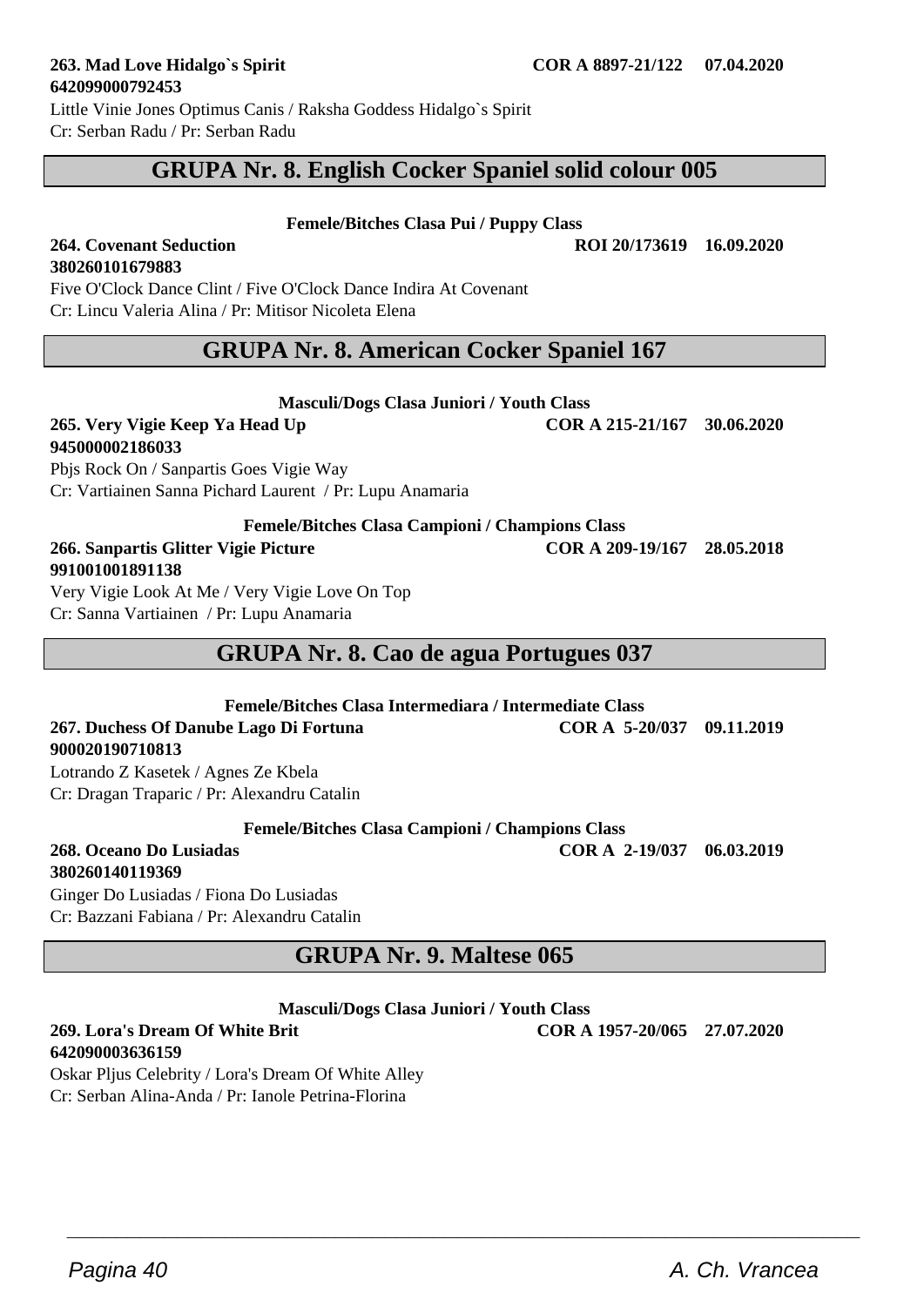**263. Mad Love Hidalgo`s Spirit** **COR A 8897-21/122** **07.04.2020**
**642099000792453**
Little Vinie Jones Optimus Canis / Raksha Goddess Hidalgo`s Spirit
Cr: Serban Radu / Pr: Serban Radu

## GRUPA Nr. 8. English Cocker Spaniel solid colour 005

**Femele/Bitches Clasa Pui / Puppy Class**

**264. Covenant Seduction** **ROI 20/173619** **16.09.2020**
**380260101679883**
Five O'Clock Dance Clint / Five O'Clock Dance Indira At Covenant
Cr: Lincu Valeria Alina / Pr: Mitisor Nicoleta Elena

## GRUPA Nr. 8. American Cocker Spaniel 167

**Masculi/Dogs Clasa Juniori / Youth Class**

**265. Very Vigie Keep Ya Head Up** **COR A 215-21/167** **30.06.2020**
**945000002186033**
Pbjs Rock On / Sanpartis Goes Vigie Way
Cr: Vartiainen Sanna Pichard Laurent / Pr: Lupu Anamaria

**Femele/Bitches Clasa Campioni / Champions Class**

**266. Sanpartis Glitter Vigie Picture** **COR A 209-19/167** **28.05.2018**
**991001001891138**
Very Vigie Look At Me / Very Vigie Love On Top
Cr: Sanna Vartiainen / Pr: Lupu Anamaria

## GRUPA Nr. 8. Cao de agua Portugues 037

**Femele/Bitches Clasa Intermediara / Intermediate Class**

**267. Duchess Of Danube Lago Di Fortuna** **COR A 5-20/037** **09.11.2019**
**900020190710813**
Lotrando Z Kasetek / Agnes Ze Kbela
Cr: Dragan Traparic / Pr: Alexandru Catalin

**Femele/Bitches Clasa Campioni / Champions Class**

**268. Oceano Do Lusiadas** **COR A 2-19/037** **06.03.2019**
**380260140119369**
Ginger Do Lusiadas / Fiona Do Lusiadas
Cr: Bazzani Fabiana / Pr: Alexandru Catalin

## GRUPA Nr. 9. Maltese 065

**Masculi/Dogs Clasa Juniori / Youth Class**

**269. Lora's Dream Of White Brit** **COR A 1957-20/065** **27.07.2020**
**642090003636159**
Oskar Pljus Celebrity / Lora's Dream Of White Alley
Cr: Serban Alina-Anda / Pr: Ianole Petrina-Florina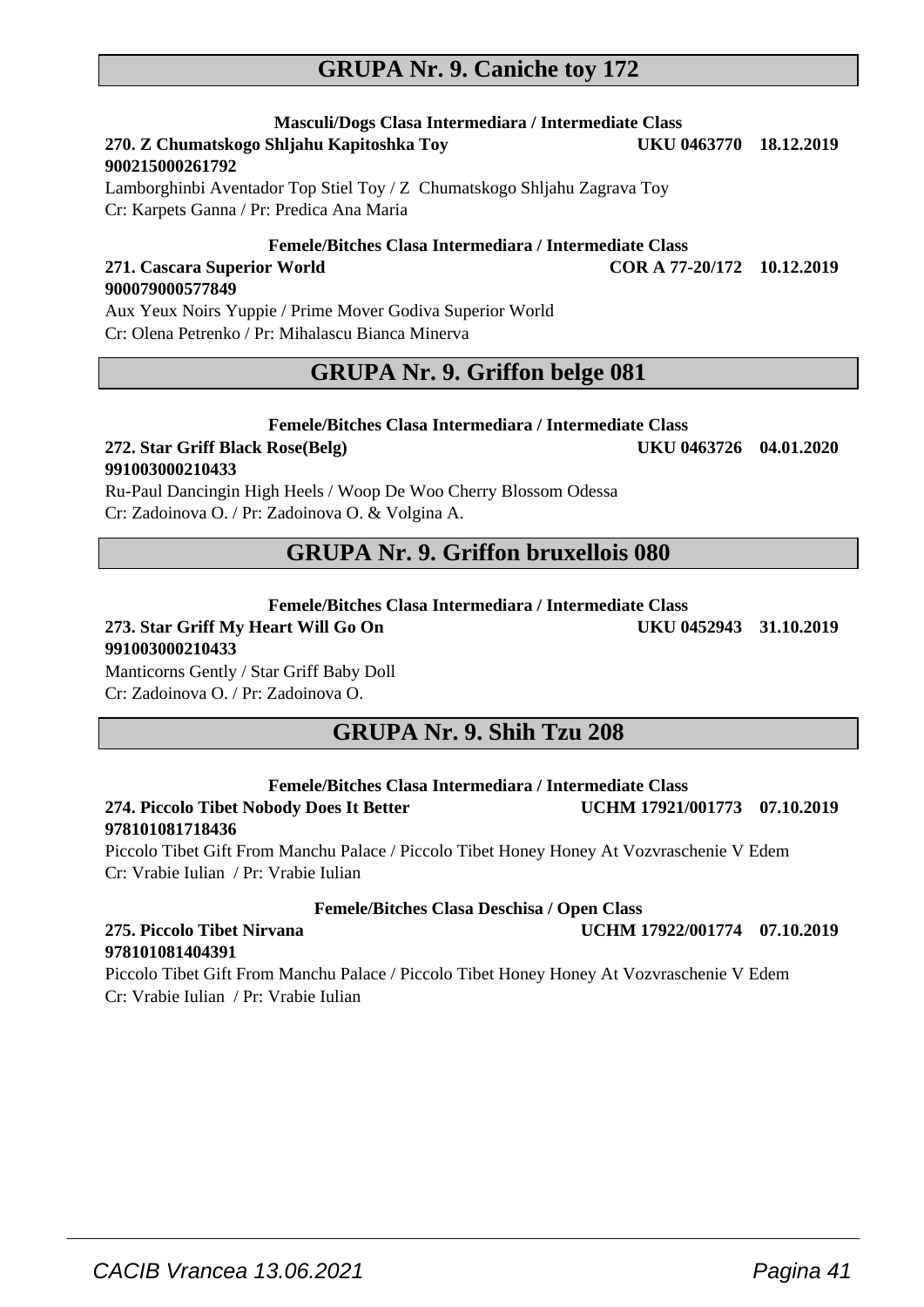## GRUPA Nr. 9. Caniche toy 172

**Masculi/Dogs Clasa Intermediara / Intermediate Class**

**270. Z Chumatskogo Shljahu Kapitoshka Toy** **UKU 0463770 18.12.2019**
**900215000261792**
Lamborghinbi Aventador Top Stiel Toy / Z Chumatskogo Shljahu Zagrava Toy
Cr: Karpets Ganna / Pr: Predica Ana Maria

**Femele/Bitches Clasa Intermediara / Intermediate Class**

**271. Cascara Superior World** **COR A 77-20/172 10.12.2019**
**900079000577849**
Aux Yeux Noirs Yuppie / Prime Mover Godiva Superior World
Cr: Olena Petrenko / Pr: Mihalascu Bianca Minerva

## GRUPA Nr. 9. Griffon belge 081

**Femele/Bitches Clasa Intermediara / Intermediate Class**

**272. Star Griff Black Rose(Belg)** **UKU 0463726 04.01.2020**
**991003000210433**
Ru-Paul Dancingin High Heels / Woop De Woo Cherry Blossom Odessa
Cr: Zadoinova O. / Pr: Zadoinova O. & Volgina A.

## GRUPA Nr. 9. Griffon bruxellois 080

**Femele/Bitches Clasa Intermediara / Intermediate Class**

**273. Star Griff My Heart Will Go On** **UKU 0452943 31.10.2019**
**991003000210433**
Manticorns Gently / Star Griff Baby Doll
Cr: Zadoinova O. / Pr: Zadoinova O.

## GRUPA Nr. 9. Shih Tzu 208

**Femele/Bitches Clasa Intermediara / Intermediate Class**

**274. Piccolo Tibet Nobody Does It Better** **UCHM 17921/001773 07.10.2019**
**978101081718436**
Piccolo Tibet Gift From Manchu Palace / Piccolo Tibet Honey Honey At Vozvraschenie V Edem
Cr: Vrabie Iulian / Pr: Vrabie Iulian

**Femele/Bitches Clasa Deschisa / Open Class**

**275. Piccolo Tibet Nirvana** **UCHM 17922/001774 07.10.2019**
**978101081404391**
Piccolo Tibet Gift From Manchu Palace / Piccolo Tibet Honey Honey At Vozvraschenie V Edem
Cr: Vrabie Iulian / Pr: Vrabie Iulian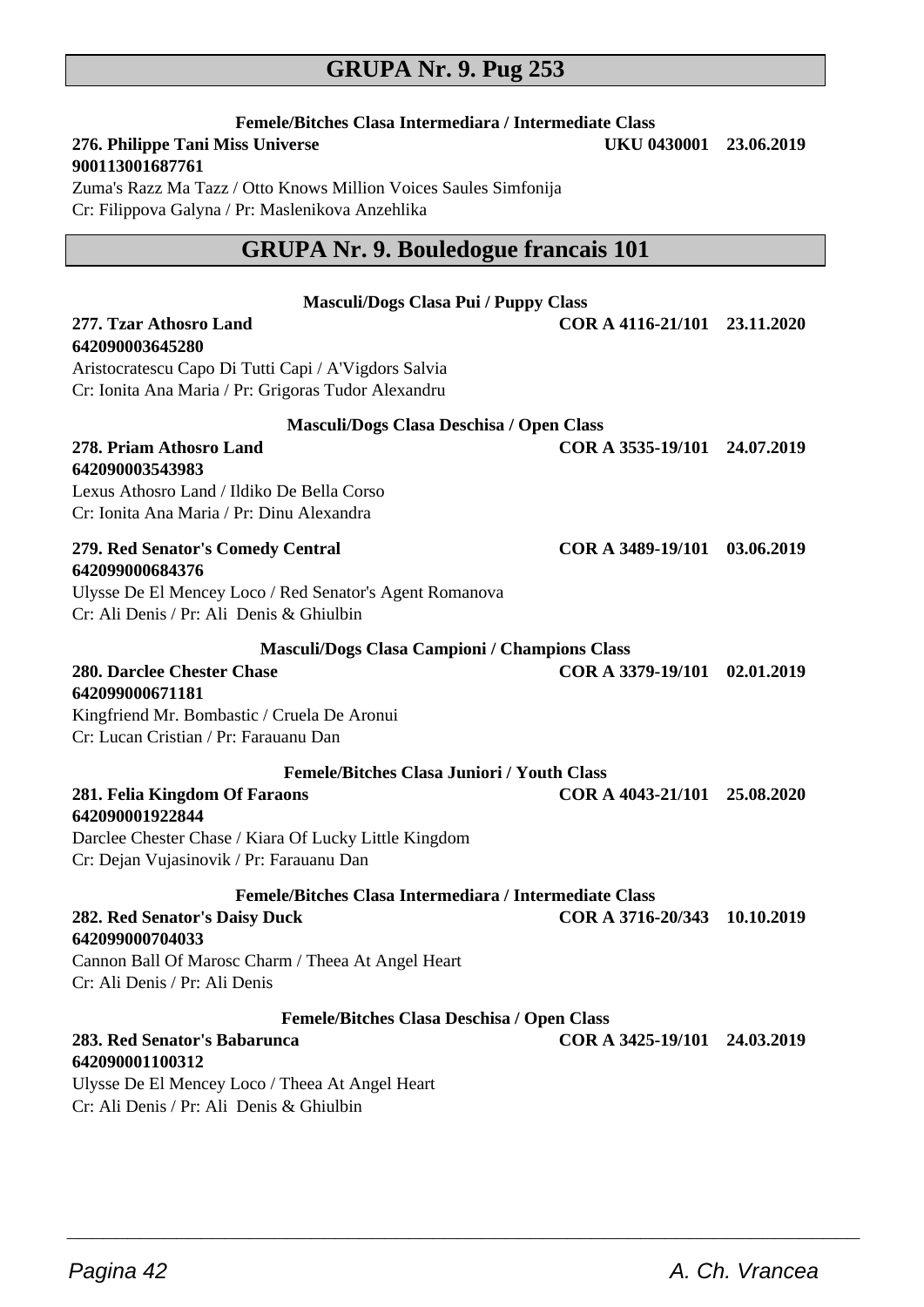## GRUPA Nr. 9. Pug 253

**Femele/Bitches Clasa Intermediara / Intermediate Class**

**276. Philippe Tani Miss Universe** **UKU 0430001 23.06.2019**
**900113001687761**
Zuma's Razz Ma Tazz / Otto Knows Million Voices Saules Simfonija
Cr: Filippova Galyna / Pr: Maslenikova Anzehlika

## GRUPA Nr. 9. Bouledogue francais 101

**Masculi/Dogs Clasa Pui / Puppy Class**

**277. Tzar Athosro Land** **COR A 4116-21/101 23.11.2020**
**642090003645280**
Aristocratescu Capo Di Tutti Capi / A'Vigdors Salvia
Cr: Ionita Ana Maria / Pr: Grigoras Tudor Alexandru

**Masculi/Dogs Clasa Deschisa / Open Class**

**278. Priam Athosro Land** **COR A 3535-19/101 24.07.2019**
**642090003543983**
Lexus Athosro Land / Ildiko De Bella Corso
Cr: Ionita Ana Maria / Pr: Dinu Alexandra

**279. Red Senator's Comedy Central** **COR A 3489-19/101 03.06.2019**
**642099000684376**
Ulysse De El Mencey Loco / Red Senator's Agent Romanova
Cr: Ali Denis / Pr: Ali Denis & Ghiulbin

**Masculi/Dogs Clasa Campioni / Champions Class**

**280. Darclee Chester Chase** **COR A 3379-19/101 02.01.2019**
**642099000671181**
Kingfriend Mr. Bombastic / Cruela De Aronui
Cr: Lucan Cristian / Pr: Farauanu Dan

**Femele/Bitches Clasa Juniori / Youth Class**

**281. Felia Kingdom Of Faraons** **COR A 4043-21/101 25.08.2020**
**642090001922844**
Darclee Chester Chase / Kiara Of Lucky Little Kingdom
Cr: Dejan Vujasinovik / Pr: Farauanu Dan

**Femele/Bitches Clasa Intermediara / Intermediate Class**

**282. Red Senator's Daisy Duck** **COR A 3716-20/343 10.10.2019**
**642099000704033**
Cannon Ball Of Marosc Charm / Theea At Angel Heart
Cr: Ali Denis / Pr: Ali Denis

**Femele/Bitches Clasa Deschisa / Open Class**

**283. Red Senator's Babarunca** **COR A 3425-19/101 24.03.2019**
**642090001100312**
Ulysse De El Mencey Loco / Theea At Angel Heart
Cr: Ali Denis / Pr: Ali Denis & Ghiulbin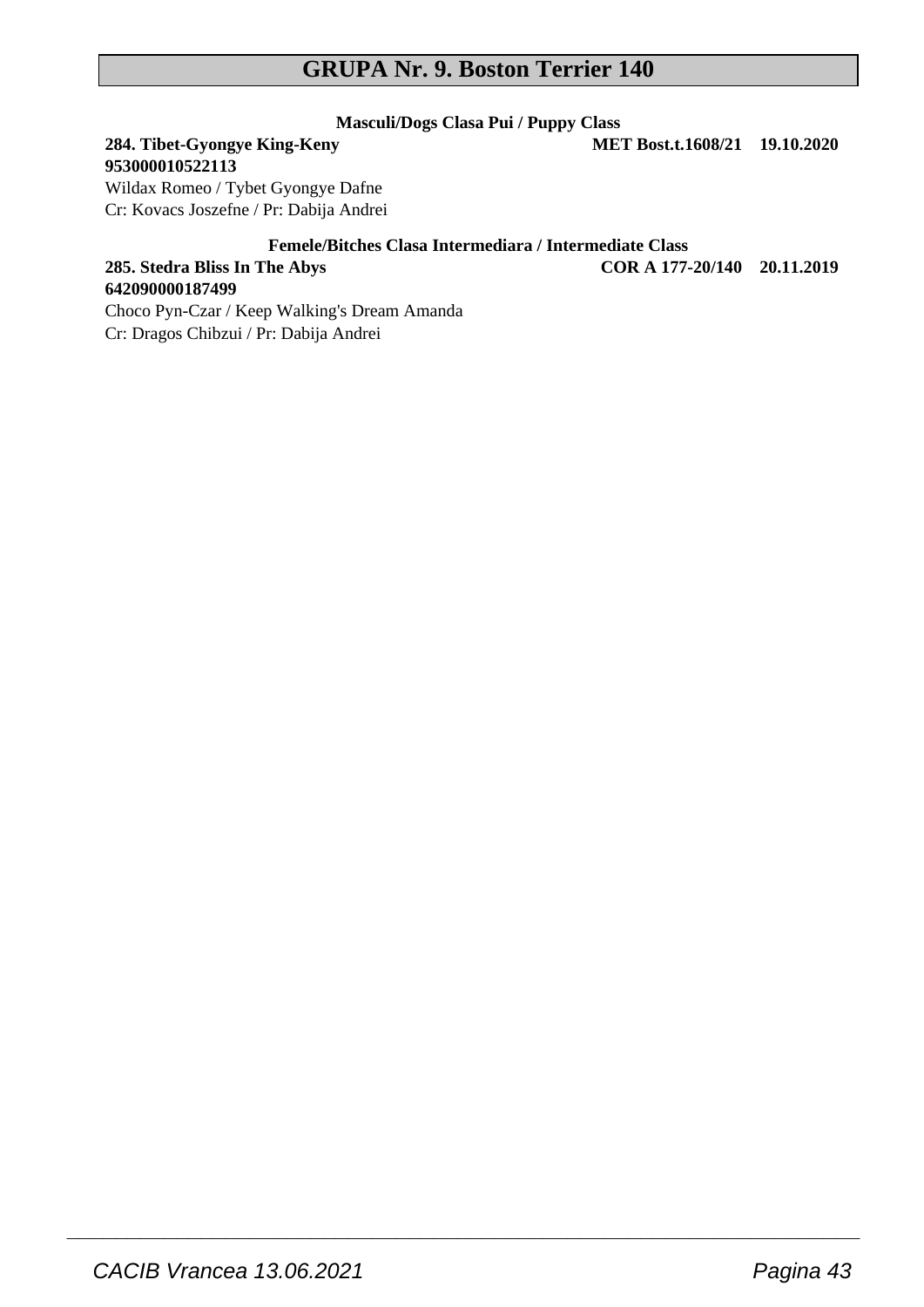# GRUPA Nr. 9. Boston Terrier 140

**Masculi/Dogs Clasa Pui / Puppy Class**

**284. Tibet-Gyongye King-Keny** **MET Bost.t.1608/21 19.10.2020**
**953000010522113**
Wildax Romeo / Tybet Gyongye Dafne
Cr: Kovacs Joszefne / Pr: Dabija Andrei

**Femele/Bitches Clasa Intermediara / Intermediate Class**

**285. Stedra Bliss In The Abys** **COR A 177-20/140 20.11.2019**
**642090000187499**
Choco Pyn-Czar / Keep Walking's Dream Amanda
Cr: Dragos Chibzui / Pr: Dabija Andrei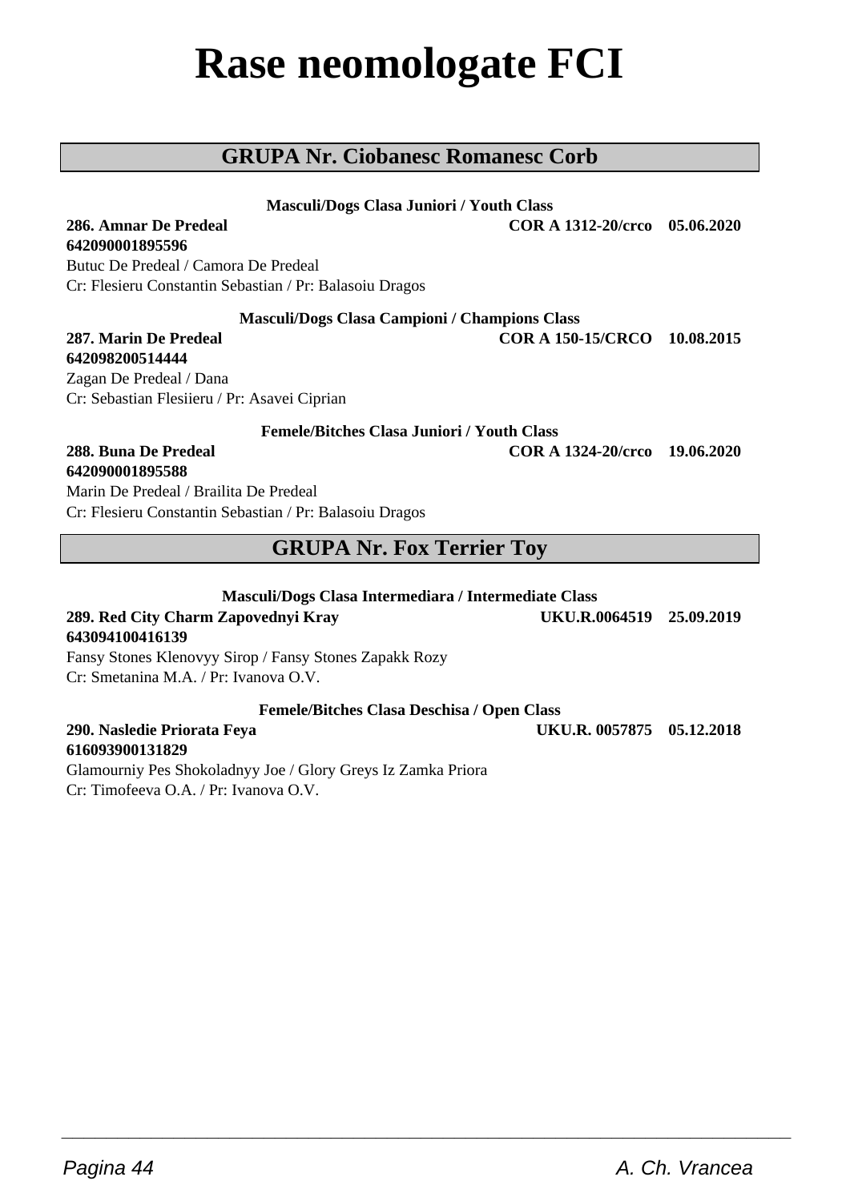# Rase neomologate FCI

## GRUPA Nr. Ciobanesc Romanesc Corb

**Masculi/Dogs Clasa Juniori / Youth Class**

**286. Amnar De Predeal** **COR A 1312-20/crco 05.06.2020**
**642090001895596**
Butuc De Predeal / Camora De Predeal
Cr: Flesieru Constantin Sebastian / Pr: Balasoiu Dragos

**Masculi/Dogs Clasa Campioni / Champions Class**

**287. Marin De Predeal** **COR A 150-15/CRCO 10.08.2015**
**642098200514444**
Zagan De Predeal / Dana
Cr: Sebastian Flesiieru / Pr: Asavei Ciprian

**Femele/Bitches Clasa Juniori / Youth Class**

**288. Buna De Predeal** **COR A 1324-20/crco 19.06.2020**
**642090001895588**
Marin De Predeal / Brailita De Predeal
Cr: Flesieru Constantin Sebastian / Pr: Balasoiu Dragos

## GRUPA Nr. Fox Terrier Toy

**Masculi/Dogs Clasa Intermediara / Intermediate Class**

**289. Red City Charm Zapovednyi Kray** **UKU.R.0064519 25.09.2019**
**643094100416139**
Fansy Stones Klenovyy Sirop / Fansy Stones Zapakk Rozy
Cr: Smetanina M.A. / Pr: Ivanova O.V.

**Femele/Bitches Clasa Deschisa / Open Class**

**290. Nasledie Priorata Feya** **UKU.R. 0057875 05.12.2018**
**616093900131829**
Glamourniy Pes Shokoladnyy Joe / Glory Greys Iz Zamka Priora
Cr: Timofeeva O.A. / Pr: Ivanova O.V.